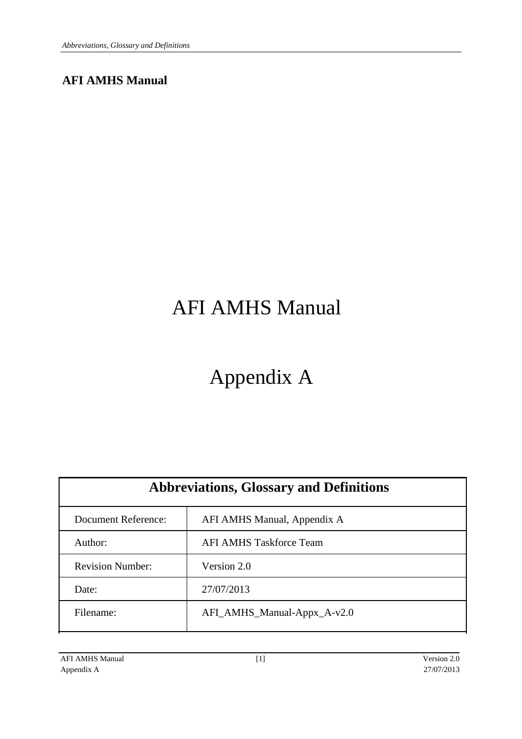**AFI AMHS Manual**

# AFI AMHS Manual

# Appendix A

| Abbreviations, Glossary and Definitions | |
|---|---|
| Document Reference: | AFI AMHS Manual, Appendix A |
| Author: | AFI AMHS Taskforce Team |
| Revision Number: | Version 2.0 |
| Date: | 27/07/2013 |
| Filename: | AFI_AMHS_Manual-Appx_A-v2.0 |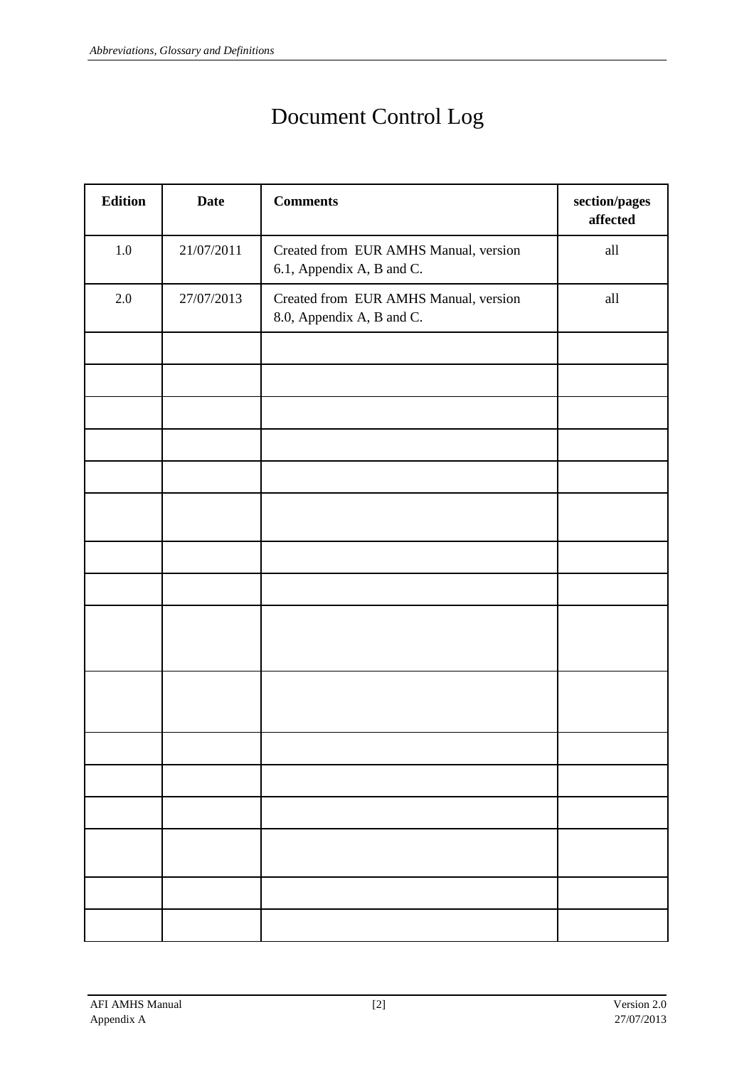# Document Control Log

| Edition | Date | Comments | section/pages affected |
|---|---|---|---|
| 1.0 | 21/07/2011 | Created from EUR AMHS Manual, version 6.1, Appendix A, B and C. | all |
| 2.0 | 27/07/2013 | Created from EUR AMHS Manual, version 8.0, Appendix A, B and C. | all |
| | | | |
| | | | |
| | | | |
| | | | |
| | | | |
| | | | |
| | | | |
| | | | |
| | | | |
| | | | |
| | | | |
| | | | |
| | | | |
| | | | |
| | | | |
| | | | |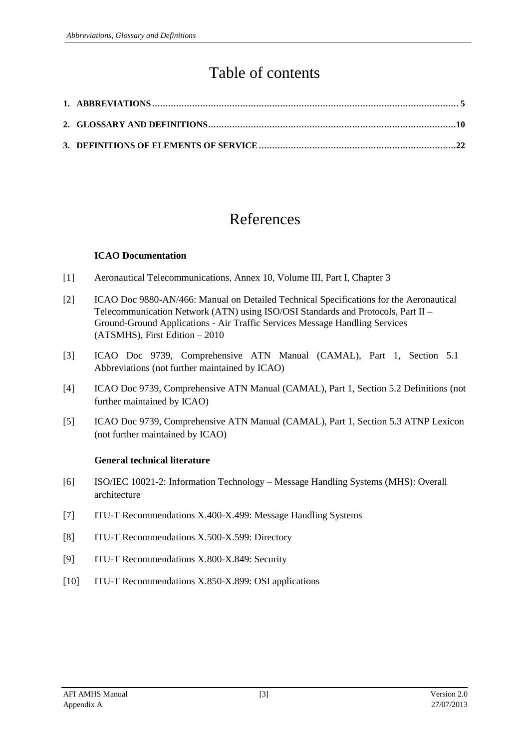# Table of contents

**1. ABBREVIATIONS** .................................................................................................................. **5**

**2. GLOSSARY AND DEFINITIONS** ............................................................................................ **10**

**3. DEFINITIONS OF ELEMENTS OF SERVICE** .......................................................................... **22**

# References

**ICAO Documentation**

[1] Aeronautical Telecommunications, Annex 10, Volume III, Part I, Chapter 3

[2] ICAO Doc 9880-AN/466: Manual on Detailed Technical Specifications for the Aeronautical Telecommunication Network (ATN) using ISO/OSI Standards and Protocols, Part II – Ground-Ground Applications - Air Traffic Services Message Handling Services (ATSMHS), First Edition – 2010

[3] ICAO Doc 9739, Comprehensive ATN Manual (CAMAL), Part 1, Section 5.1 Abbreviations (not further maintained by ICAO)

[4] ICAO Doc 9739, Comprehensive ATN Manual (CAMAL), Part 1, Section 5.2 Definitions (not further maintained by ICAO)

[5] ICAO Doc 9739, Comprehensive ATN Manual (CAMAL), Part 1, Section 5.3 ATNP Lexicon (not further maintained by ICAO)

**General technical literature**

[6] ISO/IEC 10021-2: Information Technology – Message Handling Systems (MHS): Overall architecture

[7] ITU-T Recommendations X.400-X.499: Message Handling Systems

[8] ITU-T Recommendations X.500-X.599: Directory

[9] ITU-T Recommendations X.800-X.849: Security

[10] ITU-T Recommendations X.850-X.899: OSI applications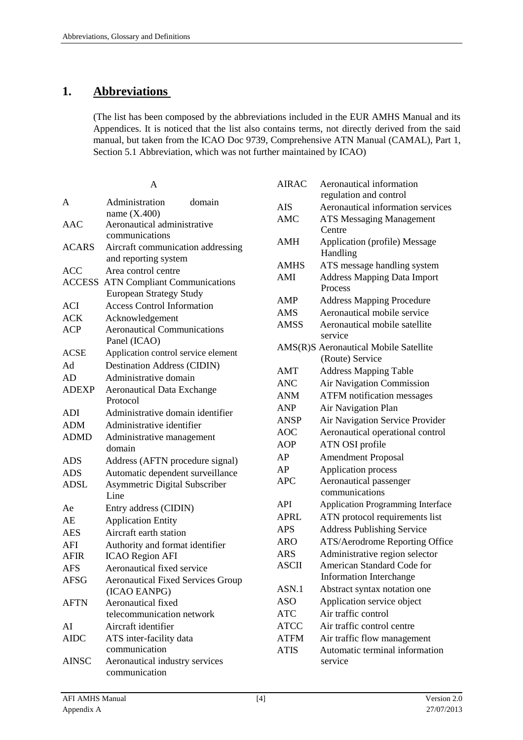# 1. Abbreviations

(The list has been composed by the abbreviations included in the EUR AMHS Manual and its Appendices. It is noticed that the list also contains terms, not directly derived from the said manual, but taken from the ICAO Doc 9739, Comprehensive ATN Manual (CAMAL), Part 1, Section 5.1 Abbreviation, which was not further maintained by ICAO)

A

| | |
|---|---|
| A | Administration domain name (X.400) |
| AAC | Aeronautical administrative communications |
| ACARS | Aircraft communication addressing and reporting system |
| ACC | Area control centre |
| ACCESS | ATN Compliant Communications European Strategy Study |
| ACI | Access Control Information |
| ACK | Acknowledgement |
| ACP | Aeronautical Communications Panel (ICAO) |
| ACSE | Application control service element |
| Ad | Destination Address (CIDIN) |
| AD | Administrative domain |
| ADEXP | Aeronautical Data Exchange Protocol |
| ADI | Administrative domain identifier |
| ADM | Administrative identifier |
| ADMD | Administrative management domain |
| ADS | Address (AFTN procedure signal) |
| ADS | Automatic dependent surveillance |
| ADSL | Asymmetric Digital Subscriber Line |
| Ae | Entry address (CIDIN) |
| AE | Application Entity |
| AES | Aircraft earth station |
| AFI | Authority and format identifier |
| AFIR | ICAO Region AFI |
| AFS | Aeronautical fixed service |
| AFSG | Aeronautical Fixed Services Group (ICAO EANPG) |
| AFTN | Aeronautical fixed telecommunication network |
| AI | Aircraft identifier |
| AIDC | ATS inter-facility data communication |
| AINSC | Aeronautical industry services communication |
| AIRAC | Aeronautical information regulation and control |
| AIS | Aeronautical information services |
| AMC | ATS Messaging Management Centre |
| AMH | Application (profile) Message Handling |
| AMHS | ATS message handling system |
| AMI | Address Mapping Data Import Process |
| AMP | Address Mapping Procedure |
| AMS | Aeronautical mobile service |
| AMSS | Aeronautical mobile satellite service |
| AMS(R)S | Aeronautical Mobile Satellite (Route) Service |
| AMT | Address Mapping Table |
| ANC | Air Navigation Commission |
| ANM | ATFM notification messages |
| ANP | Air Navigation Plan |
| ANSP | Air Navigation Service Provider |
| AOC | Aeronautical operational control |
| AOP | ATN OSI profile |
| AP | Amendment Proposal |
| AP | Application process |
| APC | Aeronautical passenger communications |
| API | Application Programming Interface |
| APRL | ATN protocol requirements list |
| APS | Address Publishing Service |
| ARO | ATS/Aerodrome Reporting Office |
| ARS | Administrative region selector |
| ASCII | American Standard Code for Information Interchange |
| ASN.1 | Abstract syntax notation one |
| ASO | Application service object |
| ATC | Air traffic control |
| ATCC | Air traffic control centre |
| ATFM | Air traffic flow management |
| ATIS | Automatic terminal information service |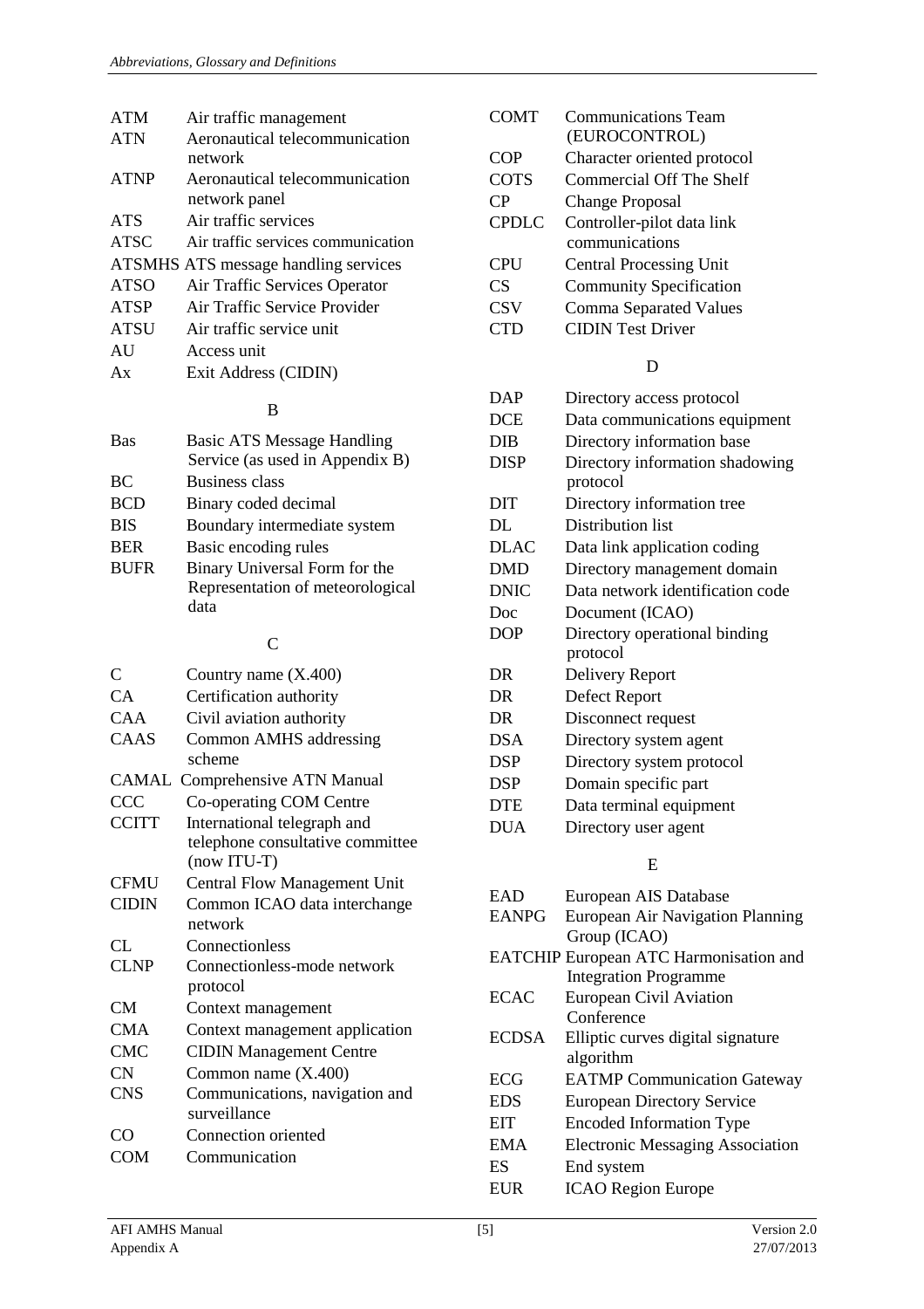| | |
|---|---|
| ATM | Air traffic management |
| ATN | Aeronautical telecommunication network |
| ATNP | Aeronautical telecommunication network panel |
| ATS | Air traffic services |
| ATSC | Air traffic services communication |
| ATSMHS | ATS message handling services |
| ATSO | Air Traffic Services Operator |
| ATSP | Air Traffic Service Provider |
| ATSU | Air traffic service unit |
| AU | Access unit |
| Ax | Exit Address (CIDIN) |

B

| | |
|---|---|
| Bas | Basic ATS Message Handling Service (as used in Appendix B) |
| BC | Business class |
| BCD | Binary coded decimal |
| BIS | Boundary intermediate system |
| BER | Basic encoding rules |
| BUFR | Binary Universal Form for the Representation of meteorological data |

C

| | |
|---|---|
| C | Country name (X.400) |
| CA | Certification authority |
| CAA | Civil aviation authority |
| CAAS | Common AMHS addressing scheme |
| CAMAL | Comprehensive ATN Manual |
| CCC | Co-operating COM Centre |
| CCITT | International telegraph and telephone consultative committee (now ITU-T) |
| CFMU | Central Flow Management Unit |
| CIDIN | Common ICAO data interchange network |
| CL | Connectionless |
| CLNP | Connectionless-mode network protocol |
| CM | Context management |
| CMA | Context management application |
| CMC | CIDIN Management Centre |
| CN | Common name (X.400) |
| CNS | Communications, navigation and surveillance |
| CO | Connection oriented |
| COM | Communication |
| COMT | Communications Team (EUROCONTROL) |
| COP | Character oriented protocol |
| COTS | Commercial Off The Shelf |
| CP | Change Proposal |
| CPDLC | Controller-pilot data link communications |
| CPU | Central Processing Unit |
| CS | Community Specification |
| CSV | Comma Separated Values |
| CTD | CIDIN Test Driver |

D

| | |
|---|---|
| DAP | Directory access protocol |
| DCE | Data communications equipment |
| DIB | Directory information base |
| DISP | Directory information shadowing protocol |
| DIT | Directory information tree |
| DL | Distribution list |
| DLAC | Data link application coding |
| DMD | Directory management domain |
| DNIC | Data network identification code |
| Doc | Document (ICAO) |
| DOP | Directory operational binding protocol |
| DR | Delivery Report |
| DR | Defect Report |
| DR | Disconnect request |
| DSA | Directory system agent |
| DSP | Directory system protocol |
| DSP | Domain specific part |
| DTE | Data terminal equipment |
| DUA | Directory user agent |

E

| | |
|---|---|
| EAD | European AIS Database |
| EANPG | European Air Navigation Planning Group (ICAO) |
| EATCHIP | European ATC Harmonisation and Integration Programme |
| ECAC | European Civil Aviation Conference |
| ECDSA | Elliptic curves digital signature algorithm |
| ECG | EATMP Communication Gateway |
| EDS | European Directory Service |
| EIT | Encoded Information Type |
| EMA | Electronic Messaging Association |
| ES | End system |
| EUR | ICAO Region Europe |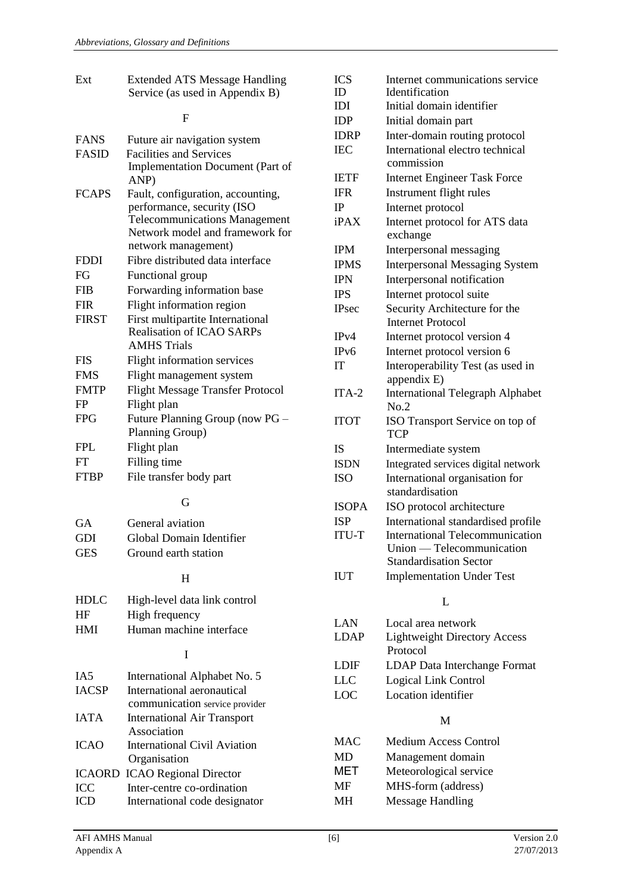| | |
|---|---|
| Ext | Extended ATS Message Handling Service (as used in Appendix B) |

F

| | |
|---|---|
| FANS | Future air navigation system |
| FASID | Facilities and Services Implementation Document (Part of ANP) |
| FCAPS | Fault, configuration, accounting, performance, security (ISO Telecommunications Management Network model and framework for network management) |
| FDDI | Fibre distributed data interface |
| FG | Functional group |
| FIB | Forwarding information base |
| FIR | Flight information region |
| FIRST | First multipartite International Realisation of ICAO SARPs AMHS Trials |
| FIS | Flight information services |
| FMS | Flight management system |
| FMTP | Flight Message Transfer Protocol |
| FP | Flight plan |
| FPG | Future Planning Group (now PG – Planning Group) |
| FPL | Flight plan |
| FT | Filling time |
| FTBP | File transfer body part |

G

| | |
|---|---|
| GA | General aviation |
| GDI | Global Domain Identifier |
| GES | Ground earth station |

H

| | |
|---|---|
| HDLC | High-level data link control |
| HF | High frequency |
| HMI | Human machine interface |

I

| | |
|---|---|
| IA5 | International Alphabet No. 5 |
| IACSP | International aeronautical communication service provider |
| IATA | International Air Transport Association |
| ICAO | International Civil Aviation Organisation |
| ICAORD | ICAO Regional Director |
| ICC | Inter-centre co-ordination |
| ICD | International code designator |
| ICS | Internet communications service |
| ID | Identification |
| IDI | Initial domain identifier |
| IDP | Initial domain part |
| IDRP | Inter-domain routing protocol |
| IEC | International electro technical commission |
| IETF | Internet Engineer Task Force |
| IFR | Instrument flight rules |
| IP | Internet protocol |
| iPAX | Internet protocol for ATS data exchange |
| IPM | Interpersonal messaging |
| IPMS | Interpersonal Messaging System |
| IPN | Interpersonal notification |
| IPS | Internet protocol suite |
| IPsec | Security Architecture for the Internet Protocol |
| IPv4 | Internet protocol version 4 |
| IPv6 | Internet protocol version 6 |
| IT | Interoperability Test (as used in appendix E) |
| ITA-2 | International Telegraph Alphabet No.2 |
| ITOT | ISO Transport Service on top of TCP |
| IS | Intermediate system |
| ISDN | Integrated services digital network |
| ISO | International organisation for standardisation |
| ISOPA | ISO protocol architecture |
| ISP | International standardised profile |
| ITU-T | International Telecommunication Union — Telecommunication Standardisation Sector |
| IUT | Implementation Under Test |

L

| | |
|---|---|
| LAN | Local area network |
| LDAP | Lightweight Directory Access Protocol |
| LDIF | LDAP Data Interchange Format |
| LLC | Logical Link Control |
| LOC | Location identifier |

M

| | |
|---|---|
| MAC | Medium Access Control |
| MD | Management domain |
| MET | Meteorological service |
| MF | MHS-form (address) |
| MH | Message Handling |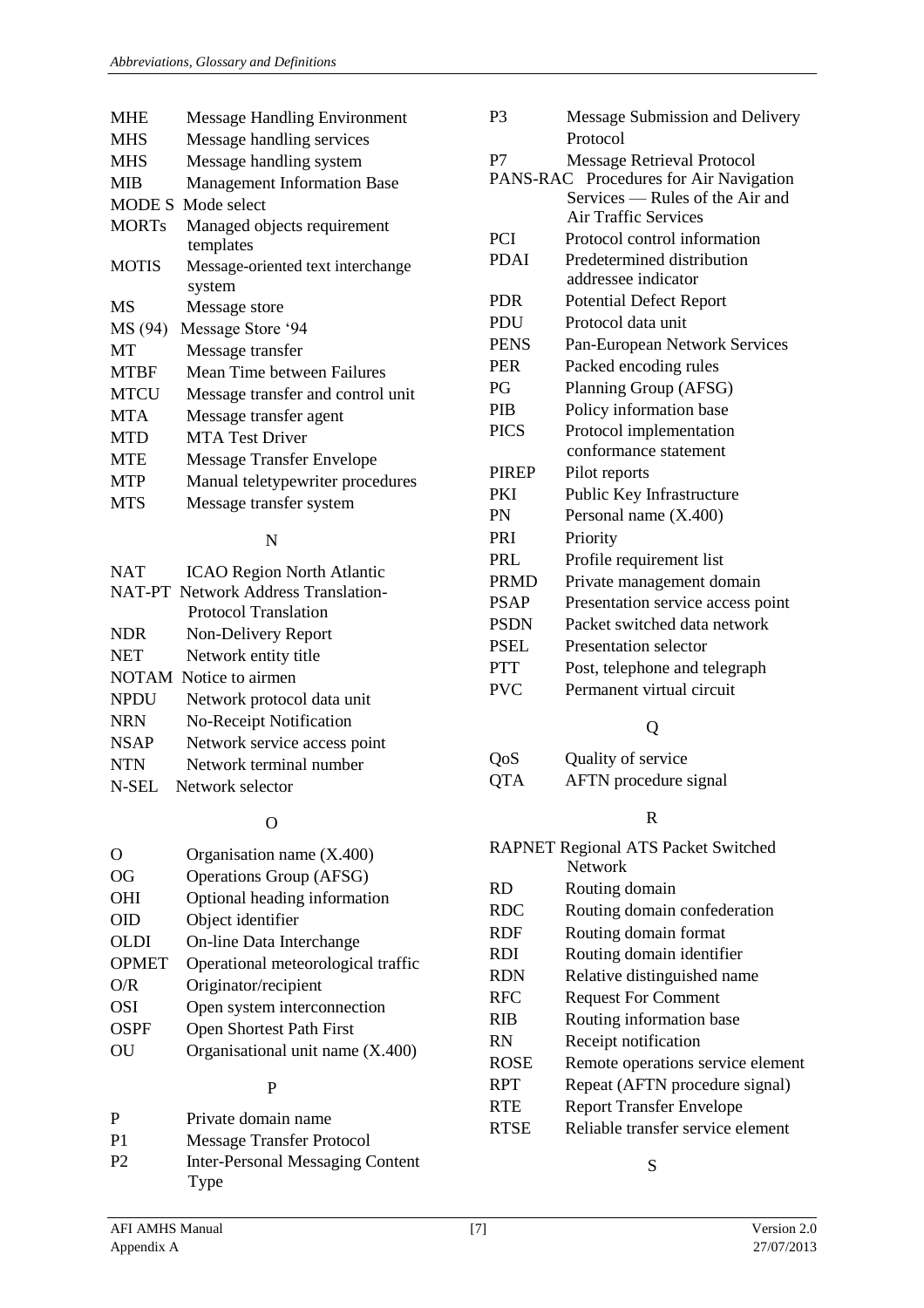| | |
|---|---|
| MHE | Message Handling Environment |
| MHS | Message handling services |
| MHS | Message handling system |
| MIB | Management Information Base |
| MODE S | Mode select |
| MORTs | Managed objects requirement templates |
| MOTIS | Message-oriented text interchange system |
| MS | Message store |
| MS (94) | Message Store '94 |
| MT | Message transfer |
| MTBF | Mean Time between Failures |
| MTCU | Message transfer and control unit |
| MTA | Message transfer agent |
| MTD | MTA Test Driver |
| MTE | Message Transfer Envelope |
| MTP | Manual teletypewriter procedures |
| MTS | Message transfer system |

N

| | |
|---|---|
| NAT | ICAO Region North Atlantic |
| NAT-PT | Network Address Translation-Protocol Translation |
| NDR | Non-Delivery Report |
| NET | Network entity title |
| NOTAM | Notice to airmen |
| NPDU | Network protocol data unit |
| NRN | No-Receipt Notification |
| NSAP | Network service access point |
| NTN | Network terminal number |
| N-SEL | Network selector |

O

| | |
|---|---|
| O | Organisation name (X.400) |
| OG | Operations Group (AFSG) |
| OHI | Optional heading information |
| OID | Object identifier |
| OLDI | On-line Data Interchange |
| OPMET | Operational meteorological traffic |
| O/R | Originator/recipient |
| OSI | Open system interconnection |
| OSPF | Open Shortest Path First |
| OU | Organisational unit name (X.400) |

P

| | |
|---|---|
| P | Private domain name |
| P1 | Message Transfer Protocol |
| P2 | Inter-Personal Messaging Content Type |
| P3 | Message Submission and Delivery Protocol |
| P7 | Message Retrieval Protocol |
| PANS-RAC | Procedures for Air Navigation Services — Rules of the Air and Air Traffic Services |
| PCI | Protocol control information |
| PDAI | Predetermined distribution addressee indicator |
| PDR | Potential Defect Report |
| PDU | Protocol data unit |
| PENS | Pan-European Network Services |
| PER | Packed encoding rules |
| PG | Planning Group (AFSG) |
| PIB | Policy information base |
| PICS | Protocol implementation conformance statement |
| PIREP | Pilot reports |
| PKI | Public Key Infrastructure |
| PN | Personal name (X.400) |
| PRI | Priority |
| PRL | Profile requirement list |
| PRMD | Private management domain |
| PSAP | Presentation service access point |
| PSDN | Packet switched data network |
| PSEL | Presentation selector |
| PTT | Post, telephone and telegraph |
| PVC | Permanent virtual circuit |

Q

| | |
|---|---|
| QoS | Quality of service |
| QTA | AFTN procedure signal |

R

| | |
|---|---|
| RAPNET | Regional ATS Packet Switched Network |
| RD | Routing domain |
| RDC | Routing domain confederation |
| RDF | Routing domain format |
| RDI | Routing domain identifier |
| RDN | Relative distinguished name |
| RFC | Request For Comment |
| RIB | Routing information base |
| RN | Receipt notification |
| ROSE | Remote operations service element |
| RPT | Repeat (AFTN procedure signal) |
| RTE | Report Transfer Envelope |
| RTSE | Reliable transfer service element |

S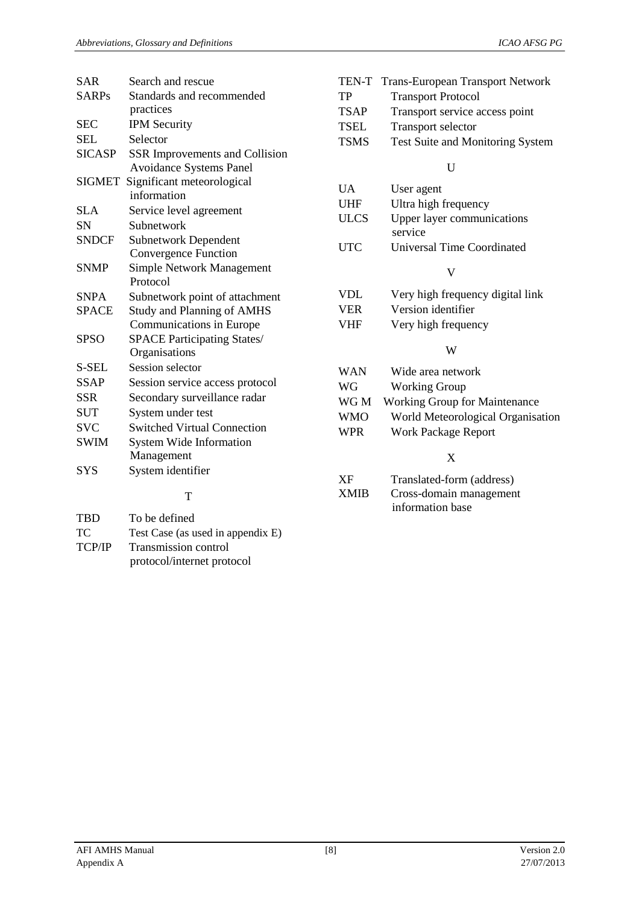| | |
|---|---|
| SAR | Search and rescue |
| SARPs | Standards and recommended practices |
| SEC | IPM Security |
| SEL | Selector |
| SICASP | SSR Improvements and Collision Avoidance Systems Panel |
| SIGMET | Significant meteorological information |
| SLA | Service level agreement |
| SN | Subnetwork |
| SNDCF | Subnetwork Dependent Convergence Function |
| SNMP | Simple Network Management Protocol |
| SNPA | Subnetwork point of attachment |
| SPACE | Study and Planning of AMHS Communications in Europe |
| SPSO | SPACE Participating States/ Organisations |
| S-SEL | Session selector |
| SSAP | Session service access protocol |
| SSR | Secondary surveillance radar |
| SUT | System under test |
| SVC | Switched Virtual Connection |
| SWIM | System Wide Information Management |
| SYS | System identifier |

T

| | |
|---|---|
| TBD | To be defined |
| TC | Test Case (as used in appendix E) |
| TCP/IP | Transmission control protocol/internet protocol |
| TEN-T | Trans-European Transport Network |
| TP | Transport Protocol |
| TSAP | Transport service access point |
| TSEL | Transport selector |
| TSMS | Test Suite and Monitoring System |

U

| | |
|---|---|
| UA | User agent |
| UHF | Ultra high frequency |
| ULCS | Upper layer communications service |
| UTC | Universal Time Coordinated |

V

| | |
|---|---|
| VDL | Very high frequency digital link |
| VER | Version identifier |
| VHF | Very high frequency |

W

| | |
|---|---|
| WAN | Wide area network |
| WG | Working Group |
| WG M | Working Group for Maintenance |
| WMO | World Meteorological Organisation |
| WPR | Work Package Report |

X

| | |
|---|---|
| XF | Translated-form (address) |
| XMIB | Cross-domain management information base |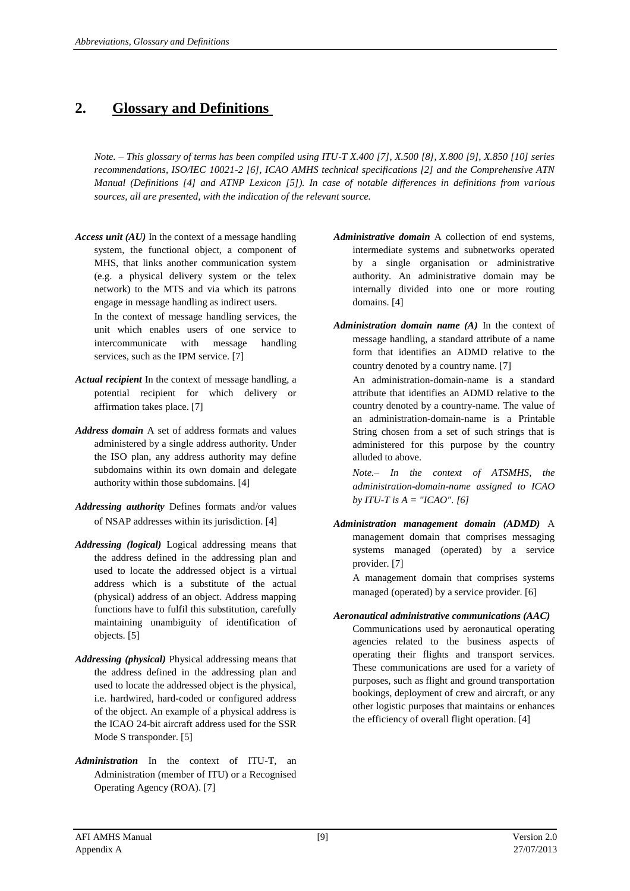# 2. Glossary and Definitions

*Note. – This glossary of terms has been compiled using ITU-T X.400 [7], X.500 [8], X.800 [9], X.850 [10] series recommendations, ISO/IEC 10021-2 [6], ICAO AMHS technical specifications [2] and the Comprehensive ATN Manual (Definitions [4] and ATNP Lexicon [5]). In case of notable differences in definitions from various sources, all are presented, with the indication of the relevant source.*

***Access unit (AU)*** In the context of a message handling system, the functional object, a component of MHS, that links another communication system (e.g. a physical delivery system or the telex network) to the MTS and via which its patrons engage in message handling as indirect users.

In the context of message handling services, the unit which enables users of one service to intercommunicate with message handling services, such as the IPM service. [7]

***Actual recipient*** In the context of message handling, a potential recipient for which delivery or affirmation takes place. [7]

***Address domain*** A set of address formats and values administered by a single address authority. Under the ISO plan, any address authority may define subdomains within its own domain and delegate authority within those subdomains. [4]

***Addressing authority*** Defines formats and/or values of NSAP addresses within its jurisdiction. [4]

***Addressing (logical)*** Logical addressing means that the address defined in the addressing plan and used to locate the addressed object is a virtual address which is a substitute of the actual (physical) address of an object. Address mapping functions have to fulfil this substitution, carefully maintaining unambiguity of identification of objects. [5]

***Addressing (physical)*** Physical addressing means that the address defined in the addressing plan and used to locate the addressed object is the physical, i.e. hardwired, hard-coded or configured address of the object. An example of a physical address is the ICAO 24-bit aircraft address used for the SSR Mode S transponder. [5]

***Administration*** In the context of ITU-T, an Administration (member of ITU) or a Recognised Operating Agency (ROA). [7]

***Administrative domain*** A collection of end systems, intermediate systems and subnetworks operated by a single organisation or administrative authority. An administrative domain may be internally divided into one or more routing domains. [4]

***Administration domain name (A)*** In the context of message handling, a standard attribute of a name form that identifies an ADMD relative to the country denoted by a country name. [7]

An administration-domain-name is a standard attribute that identifies an ADMD relative to the country denoted by a country-name. The value of an administration-domain-name is a Printable String chosen from a set of such strings that is administered for this purpose by the country alluded to above.

*Note.– In the context of ATSMHS, the administration-domain-name assigned to ICAO by ITU-T is A = "ICAO". [6]*

***Administration management domain (ADMD)*** A management domain that comprises messaging systems managed (operated) by a service provider. [7]

A management domain that comprises systems managed (operated) by a service provider. [6]

***Aeronautical administrative communications (AAC)*** Communications used by aeronautical operating agencies related to the business aspects of operating their flights and transport services. These communications are used for a variety of purposes, such as flight and ground transportation bookings, deployment of crew and aircraft, or any other logistic purposes that maintains or enhances the efficiency of overall flight operation. [4]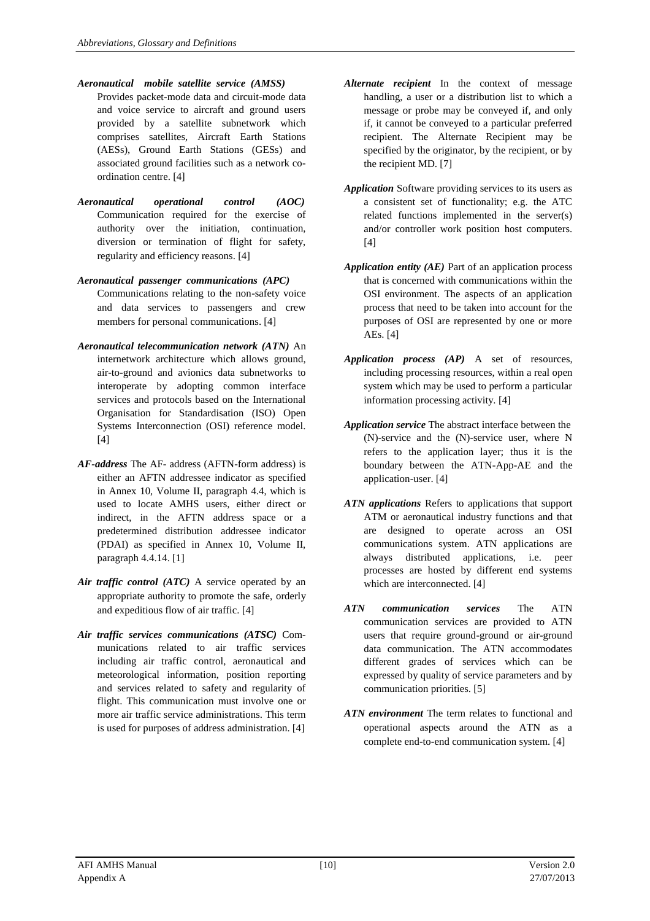***Aeronautical mobile satellite service (AMSS)*** Provides packet-mode data and circuit-mode data and voice service to aircraft and ground users provided by a satellite subnetwork which comprises satellites, Aircraft Earth Stations (AESs), Ground Earth Stations (GESs) and associated ground facilities such as a network co-ordination centre. [4]

***Aeronautical operational control (AOC)*** Communication required for the exercise of authority over the initiation, continuation, diversion or termination of flight for safety, regularity and efficiency reasons. [4]

***Aeronautical passenger communications (APC)*** Communications relating to the non-safety voice and data services to passengers and crew members for personal communications. [4]

***Aeronautical telecommunication network (ATN)*** An internetwork architecture which allows ground, air-to-ground and avionics data subnetworks to interoperate by adopting common interface services and protocols based on the International Organisation for Standardisation (ISO) Open Systems Interconnection (OSI) reference model. [4]

***AF-address*** The AF- address (AFTN-form address) is either an AFTN addressee indicator as specified in Annex 10, Volume II, paragraph 4.4, which is used to locate AMHS users, either direct or indirect, in the AFTN address space or a predetermined distribution addressee indicator (PDAI) as specified in Annex 10, Volume II, paragraph 4.4.14. [1]

***Air traffic control (ATC)*** A service operated by an appropriate authority to promote the safe, orderly and expeditious flow of air traffic. [4]

***Air traffic services communications (ATSC)*** Communications related to air traffic services including air traffic control, aeronautical and meteorological information, position reporting and services related to safety and regularity of flight. This communication must involve one or more air traffic service administrations. This term is used for purposes of address administration. [4]

***Alternate recipient*** In the context of message handling, a user or a distribution list to which a message or probe may be conveyed if, and only if, it cannot be conveyed to a particular preferred recipient. The Alternate Recipient may be specified by the originator, by the recipient, or by the recipient MD. [7]

***Application*** Software providing services to its users as a consistent set of functionality; e.g. the ATC related functions implemented in the server(s) and/or controller work position host computers. [4]

***Application entity (AE)*** Part of an application process that is concerned with communications within the OSI environment. The aspects of an application process that need to be taken into account for the purposes of OSI are represented by one or more AEs. [4]

***Application process (AP)*** A set of resources, including processing resources, within a real open system which may be used to perform a particular information processing activity. [4]

***Application service*** The abstract interface between the (N)-service and the (N)-service user, where N refers to the application layer; thus it is the boundary between the ATN-App-AE and the application-user. [4]

***ATN applications*** Refers to applications that support ATM or aeronautical industry functions and that are designed to operate across an OSI communications system. ATN applications are always distributed applications, i.e. peer processes are hosted by different end systems which are interconnected. [4]

***ATN communication services*** The ATN communication services are provided to ATN users that require ground-ground or air-ground data communication. The ATN accommodates different grades of services which can be expressed by quality of service parameters and by communication priorities. [5]

***ATN environment*** The term relates to functional and operational aspects around the ATN as a complete end-to-end communication system. [4]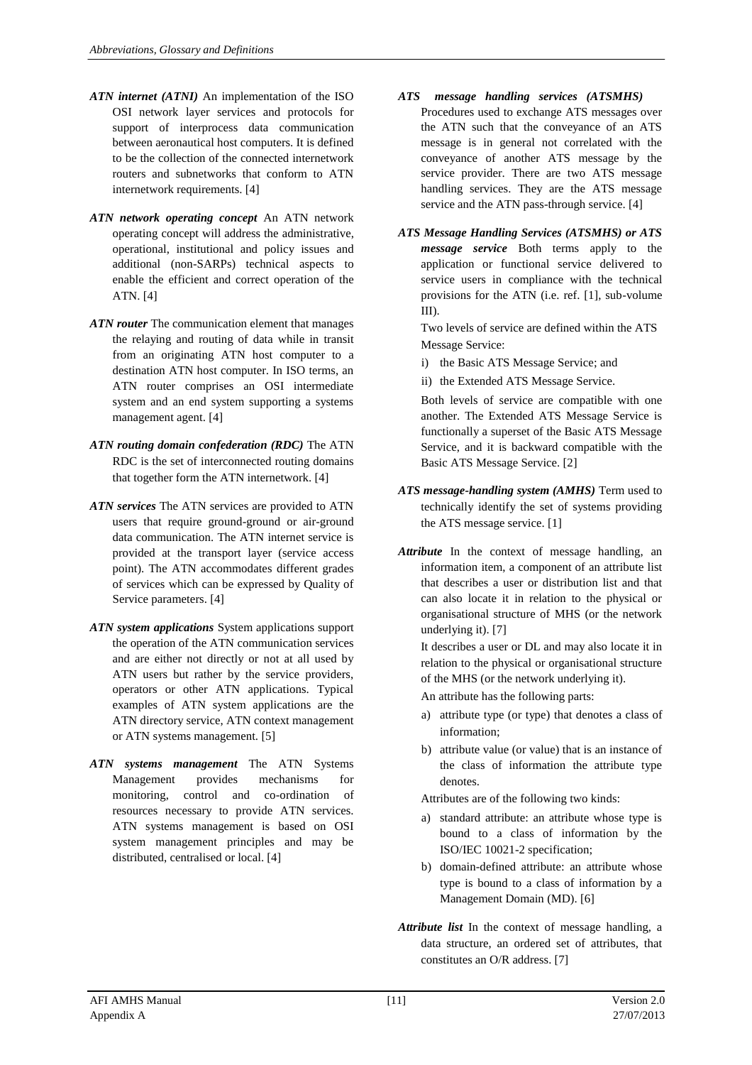***ATN internet (ATNI)*** An implementation of the ISO OSI network layer services and protocols for support of interprocess data communication between aeronautical host computers. It is defined to be the collection of the connected internetwork routers and subnetworks that conform to ATN internetwork requirements. [4]

***ATN network operating concept*** An ATN network operating concept will address the administrative, operational, institutional and policy issues and additional (non-SARPs) technical aspects to enable the efficient and correct operation of the ATN. [4]

***ATN router*** The communication element that manages the relaying and routing of data while in transit from an originating ATN host computer to a destination ATN host computer. In ISO terms, an ATN router comprises an OSI intermediate system and an end system supporting a systems management agent. [4]

***ATN routing domain confederation (RDC)*** The ATN RDC is the set of interconnected routing domains that together form the ATN internetwork. [4]

***ATN services*** The ATN services are provided to ATN users that require ground-ground or air-ground data communication. The ATN internet service is provided at the transport layer (service access point). The ATN accommodates different grades of services which can be expressed by Quality of Service parameters. [4]

***ATN system applications*** System applications support the operation of the ATN communication services and are either not directly or not at all used by ATN users but rather by the service providers, operators or other ATN applications. Typical examples of ATN system applications are the ATN directory service, ATN context management or ATN systems management. [5]

***ATN systems management*** The ATN Systems Management provides mechanisms for monitoring, control and co-ordination of resources necessary to provide ATN services. ATN systems management is based on OSI system management principles and may be distributed, centralised or local. [4]

***ATS message handling services (ATSMHS)*** Procedures used to exchange ATS messages over the ATN such that the conveyance of an ATS message is in general not correlated with the conveyance of another ATS message by the service provider. There are two ATS message handling services. They are the ATS message service and the ATN pass-through service. [4]

***ATS Message Handling Services (ATSMHS) or ATS message service*** Both terms apply to the application or functional service delivered to service users in compliance with the technical provisions for the ATN (i.e. ref. [1], sub-volume III).

Two levels of service are defined within the ATS Message Service:

i) the Basic ATS Message Service; and

ii) the Extended ATS Message Service.

Both levels of service are compatible with one another. The Extended ATS Message Service is functionally a superset of the Basic ATS Message Service, and it is backward compatible with the Basic ATS Message Service. [2]

***ATS message-handling system (AMHS)*** Term used to technically identify the set of systems providing the ATS message service. [1]

***Attribute*** In the context of message handling, an information item, a component of an attribute list that describes a user or distribution list and that can also locate it in relation to the physical or organisational structure of MHS (or the network underlying it). [7]

It describes a user or DL and may also locate it in relation to the physical or organisational structure of the MHS (or the network underlying it).

An attribute has the following parts:

a) attribute type (or type) that denotes a class of information;

b) attribute value (or value) that is an instance of the class of information the attribute type denotes.

Attributes are of the following two kinds:

a) standard attribute: an attribute whose type is bound to a class of information by the ISO/IEC 10021-2 specification;

b) domain-defined attribute: an attribute whose type is bound to a class of information by a Management Domain (MD). [6]

***Attribute list*** In the context of message handling, a data structure, an ordered set of attributes, that constitutes an O/R address. [7]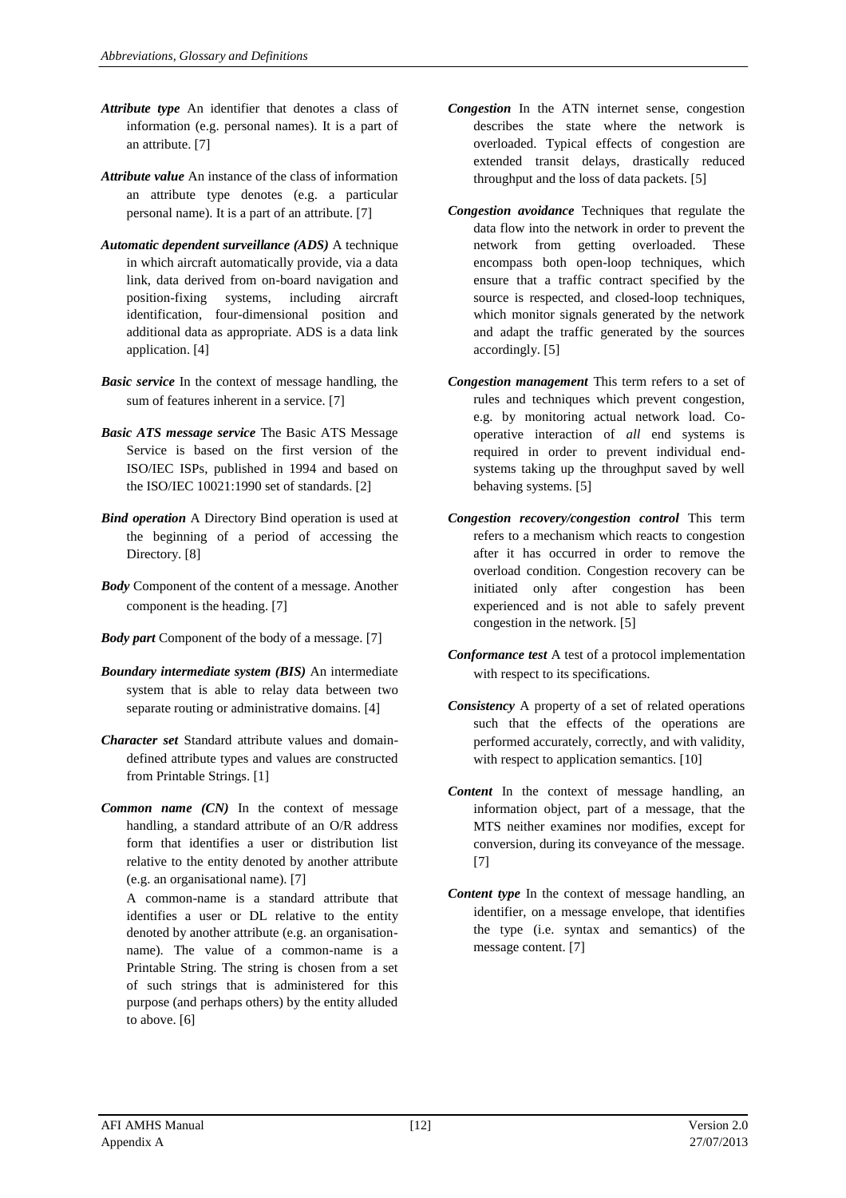***Attribute type*** An identifier that denotes a class of information (e.g. personal names). It is a part of an attribute. [7]

***Attribute value*** An instance of the class of information an attribute type denotes (e.g. a particular personal name). It is a part of an attribute. [7]

***Automatic dependent surveillance (ADS)*** A technique in which aircraft automatically provide, via a data link, data derived from on-board navigation and position-fixing systems, including aircraft identification, four-dimensional position and additional data as appropriate. ADS is a data link application. [4]

***Basic service*** In the context of message handling, the sum of features inherent in a service. [7]

***Basic ATS message service*** The Basic ATS Message Service is based on the first version of the ISO/IEC ISPs, published in 1994 and based on the ISO/IEC 10021:1990 set of standards. [2]

***Bind operation*** A Directory Bind operation is used at the beginning of a period of accessing the Directory. [8]

***Body*** Component of the content of a message. Another component is the heading. [7]

***Body part*** Component of the body of a message. [7]

***Boundary intermediate system (BIS)*** An intermediate system that is able to relay data between two separate routing or administrative domains. [4]

***Character set*** Standard attribute values and domain-defined attribute types and values are constructed from Printable Strings. [1]

***Common name (CN)*** In the context of message handling, a standard attribute of an O/R address form that identifies a user or distribution list relative to the entity denoted by another attribute (e.g. an organisational name). [7]

A common-name is a standard attribute that identifies a user or DL relative to the entity denoted by another attribute (e.g. an organisation-name). The value of a common-name is a Printable String. The string is chosen from a set of such strings that is administered for this purpose (and perhaps others) by the entity alluded to above. [6]

***Congestion*** In the ATN internet sense, congestion describes the state where the network is overloaded. Typical effects of congestion are extended transit delays, drastically reduced throughput and the loss of data packets. [5]

***Congestion avoidance*** Techniques that regulate the data flow into the network in order to prevent the network from getting overloaded. These encompass both open-loop techniques, which ensure that a traffic contract specified by the source is respected, and closed-loop techniques, which monitor signals generated by the network and adapt the traffic generated by the sources accordingly. [5]

***Congestion management*** This term refers to a set of rules and techniques which prevent congestion, e.g. by monitoring actual network load. Co-operative interaction of *all* end systems is required in order to prevent individual end-systems taking up the throughput saved by well behaving systems. [5]

***Congestion recovery/congestion control*** This term refers to a mechanism which reacts to congestion after it has occurred in order to remove the overload condition. Congestion recovery can be initiated only after congestion has been experienced and is not able to safely prevent congestion in the network. [5]

***Conformance test*** A test of a protocol implementation with respect to its specifications.

***Consistency*** A property of a set of related operations such that the effects of the operations are performed accurately, correctly, and with validity, with respect to application semantics. [10]

***Content*** In the context of message handling, an information object, part of a message, that the MTS neither examines nor modifies, except for conversion, during its conveyance of the message. [7]

***Content type*** In the context of message handling, an identifier, on a message envelope, that identifies the type (i.e. syntax and semantics) of the message content. [7]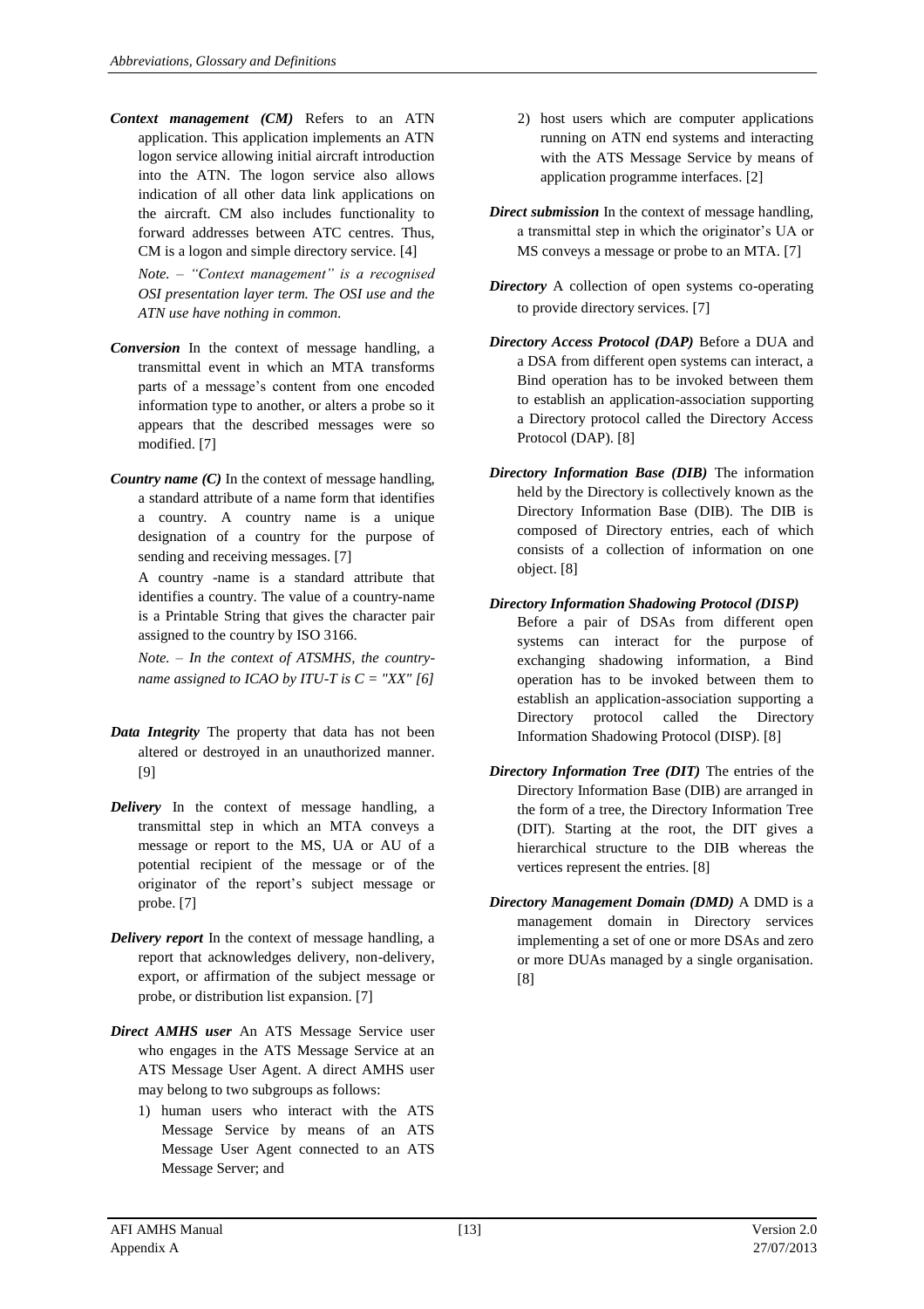***Context management (CM)*** Refers to an ATN application. This application implements an ATN logon service allowing initial aircraft introduction into the ATN. The logon service also allows indication of all other data link applications on the aircraft. CM also includes functionality to forward addresses between ATC centres. Thus, CM is a logon and simple directory service. [4]

*Note. – "Context management" is a recognised OSI presentation layer term. The OSI use and the ATN use have nothing in common.*

***Conversion*** In the context of message handling, a transmittal event in which an MTA transforms parts of a message's content from one encoded information type to another, or alters a probe so it appears that the described messages were so modified. [7]

***Country name (C)*** In the context of message handling, a standard attribute of a name form that identifies a country. A country name is a unique designation of a country for the purpose of sending and receiving messages. [7]

A country -name is a standard attribute that identifies a country. The value of a country-name is a Printable String that gives the character pair assigned to the country by ISO 3166.

*Note. – In the context of ATSMHS, the country-name assigned to ICAO by ITU-T is C = "XX" [6]*

***Data Integrity*** The property that data has not been altered or destroyed in an unauthorized manner. [9]

***Delivery*** In the context of message handling, a transmittal step in which an MTA conveys a message or report to the MS, UA or AU of a potential recipient of the message or of the originator of the report's subject message or probe. [7]

***Delivery report*** In the context of message handling, a report that acknowledges delivery, non-delivery, export, or affirmation of the subject message or probe, or distribution list expansion. [7]

***Direct AMHS user*** An ATS Message Service user who engages in the ATS Message Service at an ATS Message User Agent. A direct AMHS user may belong to two subgroups as follows:

1) human users who interact with the ATS Message Service by means of an ATS Message User Agent connected to an ATS Message Server; and
2) host users which are computer applications running on ATN end systems and interacting with the ATS Message Service by means of application programme interfaces. [2]

***Direct submission*** In the context of message handling, a transmittal step in which the originator's UA or MS conveys a message or probe to an MTA. [7]

***Directory*** A collection of open systems co-operating to provide directory services. [7]

***Directory Access Protocol (DAP)*** Before a DUA and a DSA from different open systems can interact, a Bind operation has to be invoked between them to establish an application-association supporting a Directory protocol called the Directory Access Protocol (DAP). [8]

***Directory Information Base (DIB)*** The information held by the Directory is collectively known as the Directory Information Base (DIB). The DIB is composed of Directory entries, each of which consists of a collection of information on one object. [8]

***Directory Information Shadowing Protocol (DISP)*** Before a pair of DSAs from different open systems can interact for the purpose of exchanging shadowing information, a Bind operation has to be invoked between them to establish an application-association supporting a Directory protocol called the Directory Information Shadowing Protocol (DISP). [8]

***Directory Information Tree (DIT)*** The entries of the Directory Information Base (DIB) are arranged in the form of a tree, the Directory Information Tree (DIT). Starting at the root, the DIT gives a hierarchical structure to the DIB whereas the vertices represent the entries. [8]

***Directory Management Domain (DMD)*** A DMD is a management domain in Directory services implementing a set of one or more DSAs and zero or more DUAs managed by a single organisation. [8]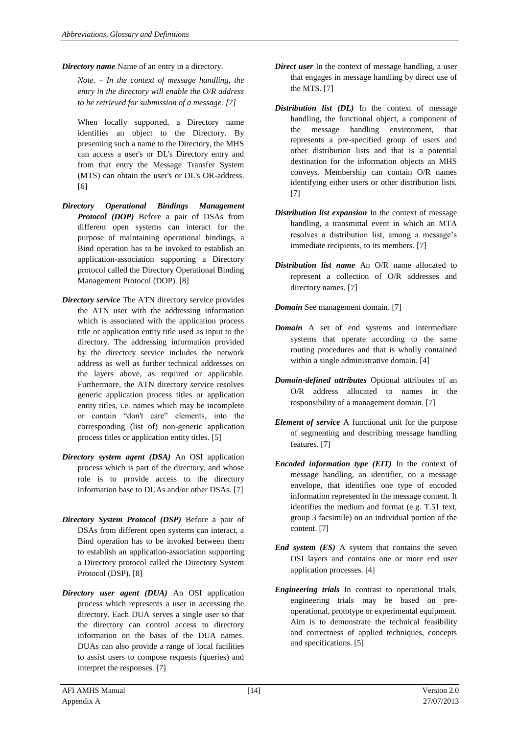***Directory name*** Name of an entry in a directory.

*Note. – In the context of message handling, the entry in the directory will enable the O/R address to be retrieved for submission of a message. [7]*

When locally supported, a Directory name identifies an object to the Directory. By presenting such a name to the Directory, the MHS can access a user's or DL's Directory entry and from that entry the Message Transfer System (MTS) can obtain the user's or DL's OR-address. [6]

***Directory Operational Bindings Management Protocol (DOP)*** Before a pair of DSAs from different open systems can interact for the purpose of maintaining operational bindings, a Bind operation has to be invoked to establish an application-association supporting a Directory protocol called the Directory Operational Binding Management Protocol (DOP). [8]

***Directory service*** The ATN directory service provides the ATN user with the addressing information which is associated with the application process title or application entity title used as input to the directory. The addressing information provided by the directory service includes the network address as well as further technical addresses on the layers above, as required or applicable. Furthermore, the ATN directory service resolves generic application process titles or application entity titles, i.e. names which may be incomplete or contain "don't care" elements, into the corresponding (list of) non-generic application process titles or application entity titles. [5]

***Directory system agent (DSA)*** An OSI application process which is part of the directory, and whose role is to provide access to the directory information base to DUAs and/or other DSAs. [7]

***Directory System Protocol (DSP)*** Before a pair of DSAs from different open systems can interact, a Bind operation has to be invoked between them to establish an application-association supporting a Directory protocol called the Directory System Protocol (DSP). [8]

***Directory user agent (DUA)*** An OSI application process which represents a user in accessing the directory. Each DUA serves a single user so that the directory can control access to directory information on the basis of the DUA names. DUAs can also provide a range of local facilities to assist users to compose requests (queries) and interpret the responses. [7]

***Direct user*** In the context of message handling, a user that engages in message handling by direct use of the MTS. [7]

***Distribution list (DL)*** In the context of message handling, the functional object, a component of the message handling environment, that represents a pre-specified group of users and other distribution lists and that is a potential destination for the information objects an MHS conveys. Membership can contain O/R names identifying either users or other distribution lists. [7]

***Distribution list expansion*** In the context of message handling, a transmittal event in which an MTA resolves a distribution list, among a message's immediate recipients, to its members. [7]

***Distribution list name*** An O/R name allocated to represent a collection of O/R addresses and directory names. [7]

***Domain*** See management domain. [7]

***Domain*** A set of end systems and intermediate systems that operate according to the same routing procedures and that is wholly contained within a single administrative domain. [4]

***Domain-defined attributes*** Optional attributes of an O/R address allocated to names in the responsibility of a management domain. [7]

***Element of service*** A functional unit for the purpose of segmenting and describing message handling features. [7]

***Encoded information type (EIT)*** In the context of message handling, an identifier, on a message envelope, that identifies one type of encoded information represented in the message content. It identifies the medium and format (e.g. T.51 text, group 3 facsimile) on an individual portion of the content. [7]

***End system (ES)*** A system that contains the seven OSI layers and contains one or more end user application processes. [4]

***Engineering trials*** In contrast to operational trials, engineering trials may be based on pre-operational, prototype or experimental equipment. Aim is to demonstrate the technical feasibility and correctness of applied techniques, concepts and specifications. [5]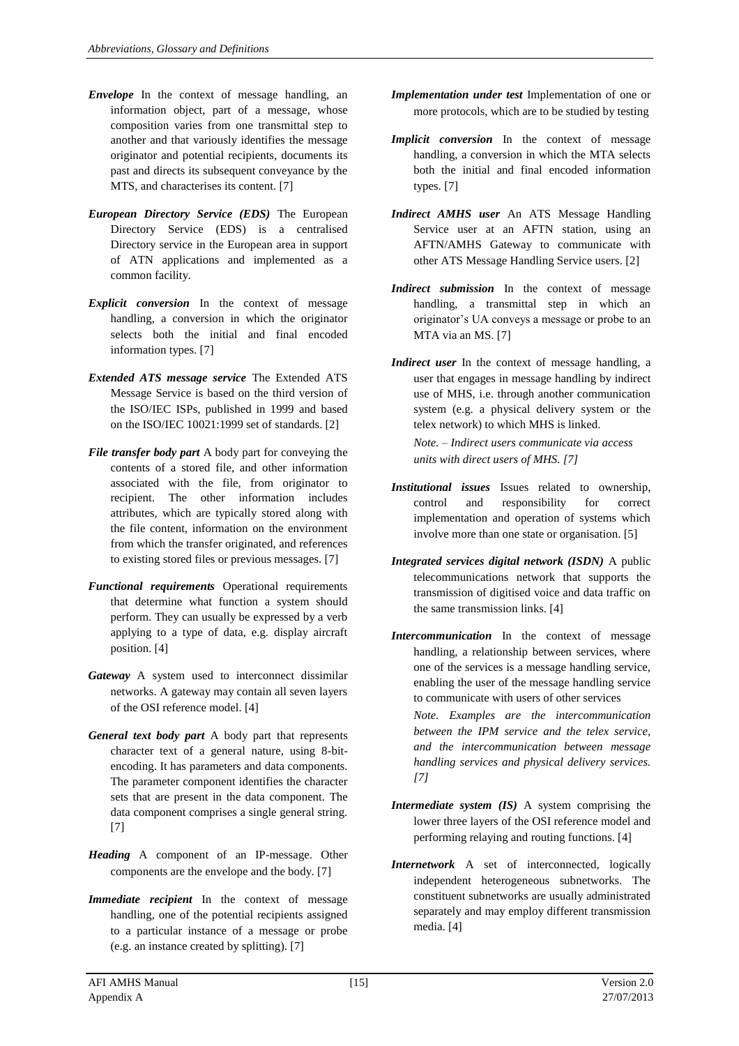***Envelope*** In the context of message handling, an information object, part of a message, whose composition varies from one transmittal step to another and that variously identifies the message originator and potential recipients, documents its past and directs its subsequent conveyance by the MTS, and characterises its content. [7]

***European Directory Service (EDS)*** The European Directory Service (EDS) is a centralised Directory service in the European area in support of ATN applications and implemented as a common facility.

***Explicit conversion*** In the context of message handling, a conversion in which the originator selects both the initial and final encoded information types. [7]

***Extended ATS message service*** The Extended ATS Message Service is based on the third version of the ISO/IEC ISPs, published in 1999 and based on the ISO/IEC 10021:1999 set of standards. [2]

***File transfer body part*** A body part for conveying the contents of a stored file, and other information associated with the file, from originator to recipient. The other information includes attributes, which are typically stored along with the file content, information on the environment from which the transfer originated, and references to existing stored files or previous messages. [7]

***Functional requirements*** Operational requirements that determine what function a system should perform. They can usually be expressed by a verb applying to a type of data, e.g. display aircraft position. [4]

***Gateway*** A system used to interconnect dissimilar networks. A gateway may contain all seven layers of the OSI reference model. [4]

***General text body part*** A body part that represents character text of a general nature, using 8-bit-encoding. It has parameters and data components. The parameter component identifies the character sets that are present in the data component. The data component comprises a single general string. [7]

***Heading*** A component of an IP-message. Other components are the envelope and the body. [7]

***Immediate recipient*** In the context of message handling, one of the potential recipients assigned to a particular instance of a message or probe (e.g. an instance created by splitting). [7]

***Implementation under test*** Implementation of one or more protocols, which are to be studied by testing

***Implicit conversion*** In the context of message handling, a conversion in which the MTA selects both the initial and final encoded information types. [7]

***Indirect AMHS user*** An ATS Message Handling Service user at an AFTN station, using an AFTN/AMHS Gateway to communicate with other ATS Message Handling Service users. [2]

***Indirect submission*** In the context of message handling, a transmittal step in which an originator's UA conveys a message or probe to an MTA via an MS. [7]

***Indirect user*** In the context of message handling, a user that engages in message handling by indirect use of MHS, i.e. through another communication system (e.g. a physical delivery system or the telex network) to which MHS is linked.

*Note. – Indirect users communicate via access units with direct users of MHS. [7]*

***Institutional issues*** Issues related to ownership, control and responsibility for correct implementation and operation of systems which involve more than one state or organisation. [5]

***Integrated services digital network (ISDN)*** A public telecommunications network that supports the transmission of digitised voice and data traffic on the same transmission links. [4]

***Intercommunication*** In the context of message handling, a relationship between services, where one of the services is a message handling service, enabling the user of the message handling service to communicate with users of other services

*Note. Examples are the intercommunication between the IPM service and the telex service, and the intercommunication between message handling services and physical delivery services. [7]*

***Intermediate system (IS)*** A system comprising the lower three layers of the OSI reference model and performing relaying and routing functions. [4]

***Internetwork*** A set of interconnected, logically independent heterogeneous subnetworks. The constituent subnetworks are usually administrated separately and may employ different transmission media. [4]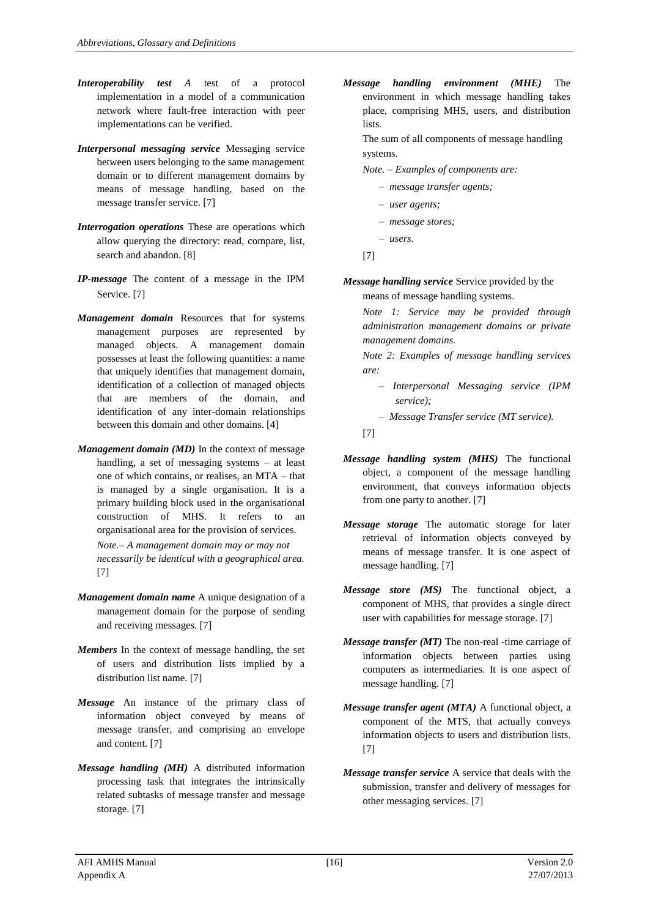***Interoperability test*** *A* test of a protocol implementation in a model of a communication network where fault-free interaction with peer implementations can be verified.

***Interpersonal messaging service*** Messaging service between users belonging to the same management domain or to different management domains by means of message handling, based on the message transfer service. [7]

***Interrogation operations*** These are operations which allow querying the directory: read, compare, list, search and abandon. [8]

***IP-message*** The content of a message in the IPM Service. [7]

***Management domain*** Resources that for systems management purposes are represented by managed objects. A management domain possesses at least the following quantities: a name that uniquely identifies that management domain, identification of a collection of managed objects that are members of the domain, and identification of any inter-domain relationships between this domain and other domains. [4]

***Management domain (MD)*** In the context of message handling, a set of messaging systems – at least one of which contains, or realises, an MTA – that is managed by a single organisation. It is a primary building block used in the organisational construction of MHS. It refers to an organisational area for the provision of services.

*Note.– A management domain may or may not necessarily be identical with a geographical area.* [7]

***Management domain name*** A unique designation of a management domain for the purpose of sending and receiving messages. [7]

***Members*** In the context of message handling, the set of users and distribution lists implied by a distribution list name. [7]

***Message*** An instance of the primary class of information object conveyed by means of message transfer, and comprising an envelope and content. [7]

***Message handling (MH)*** A distributed information processing task that integrates the intrinsically related subtasks of message transfer and message storage. [7]

***Message handling environment (MHE)*** The environment in which message handling takes place, comprising MHS, users, and distribution lists.

The sum of all components of message handling systems.

*Note. – Examples of components are:*

- *message transfer agents;*
- *user agents;*
- *message stores;*
- *users.*

[7]

***Message handling service*** Service provided by the means of message handling systems.

*Note 1: Service may be provided through administration management domains or private management domains.*

*Note 2: Examples of message handling services are:*

- *Interpersonal Messaging service (IPM service);*
- *Message Transfer service (MT service).*

[7]

***Message handling system (MHS)*** The functional object, a component of the message handling environment, that conveys information objects from one party to another. [7]

***Message storage*** The automatic storage for later retrieval of information objects conveyed by means of message transfer. It is one aspect of message handling. [7]

***Message store (MS)*** The functional object, a component of MHS, that provides a single direct user with capabilities for message storage. [7]

***Message transfer (MT)*** The non-real -time carriage of information objects between parties using computers as intermediaries. It is one aspect of message handling. [7]

***Message transfer agent (MTA)*** A functional object, a component of the MTS, that actually conveys information objects to users and distribution lists. [7]

***Message transfer service*** A service that deals with the submission, transfer and delivery of messages for other messaging services. [7]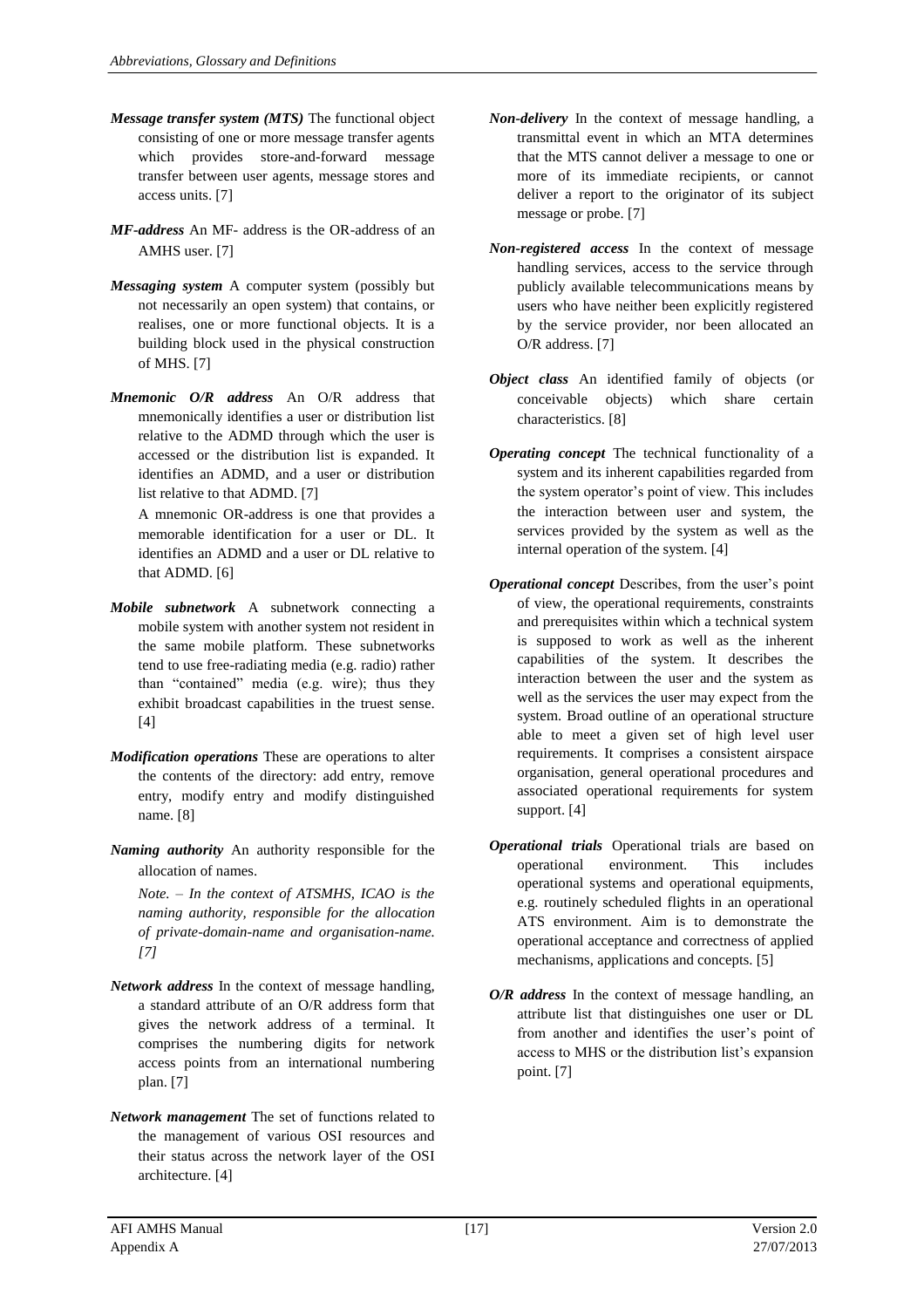***Message transfer system (MTS)*** The functional object consisting of one or more message transfer agents which provides store-and-forward message transfer between user agents, message stores and access units. [7]

***MF-address*** An MF- address is the OR-address of an AMHS user. [7]

***Messaging system*** A computer system (possibly but not necessarily an open system) that contains, or realises, one or more functional objects. It is a building block used in the physical construction of MHS. [7]

***Mnemonic O/R address*** An O/R address that mnemonically identifies a user or distribution list relative to the ADMD through which the user is accessed or the distribution list is expanded. It identifies an ADMD, and a user or distribution list relative to that ADMD. [7]

A mnemonic OR-address is one that provides a memorable identification for a user or DL. It identifies an ADMD and a user or DL relative to that ADMD. [6]

***Mobile subnetwork*** A subnetwork connecting a mobile system with another system not resident in the same mobile platform. These subnetworks tend to use free-radiating media (e.g. radio) rather than "contained" media (e.g. wire); thus they exhibit broadcast capabilities in the truest sense. [4]

***Modification operations*** These are operations to alter the contents of the directory: add entry, remove entry, modify entry and modify distinguished name. [8]

***Naming authority*** An authority responsible for the allocation of names.

*Note. – In the context of ATSMHS, ICAO is the naming authority, responsible for the allocation of private-domain-name and organisation-name. [7]*

***Network address*** In the context of message handling, a standard attribute of an O/R address form that gives the network address of a terminal. It comprises the numbering digits for network access points from an international numbering plan. [7]

***Network management*** The set of functions related to the management of various OSI resources and their status across the network layer of the OSI architecture. [4]

***Non-delivery*** In the context of message handling, a transmittal event in which an MTA determines that the MTS cannot deliver a message to one or more of its immediate recipients, or cannot deliver a report to the originator of its subject message or probe. [7]

***Non-registered access*** In the context of message handling services, access to the service through publicly available telecommunications means by users who have neither been explicitly registered by the service provider, nor been allocated an O/R address. [7]

***Object class*** An identified family of objects (or conceivable objects) which share certain characteristics. [8]

***Operating concept*** The technical functionality of a system and its inherent capabilities regarded from the system operator's point of view. This includes the interaction between user and system, the services provided by the system as well as the internal operation of the system. [4]

***Operational concept*** Describes, from the user's point of view, the operational requirements, constraints and prerequisites within which a technical system is supposed to work as well as the inherent capabilities of the system. It describes the interaction between the user and the system as well as the services the user may expect from the system. Broad outline of an operational structure able to meet a given set of high level user requirements. It comprises a consistent airspace organisation, general operational procedures and associated operational requirements for system support. [4]

***Operational trials*** Operational trials are based on operational environment. This includes operational systems and operational equipments, e.g. routinely scheduled flights in an operational ATS environment. Aim is to demonstrate the operational acceptance and correctness of applied mechanisms, applications and concepts. [5]

***O/R address*** In the context of message handling, an attribute list that distinguishes one user or DL from another and identifies the user's point of access to MHS or the distribution list's expansion point. [7]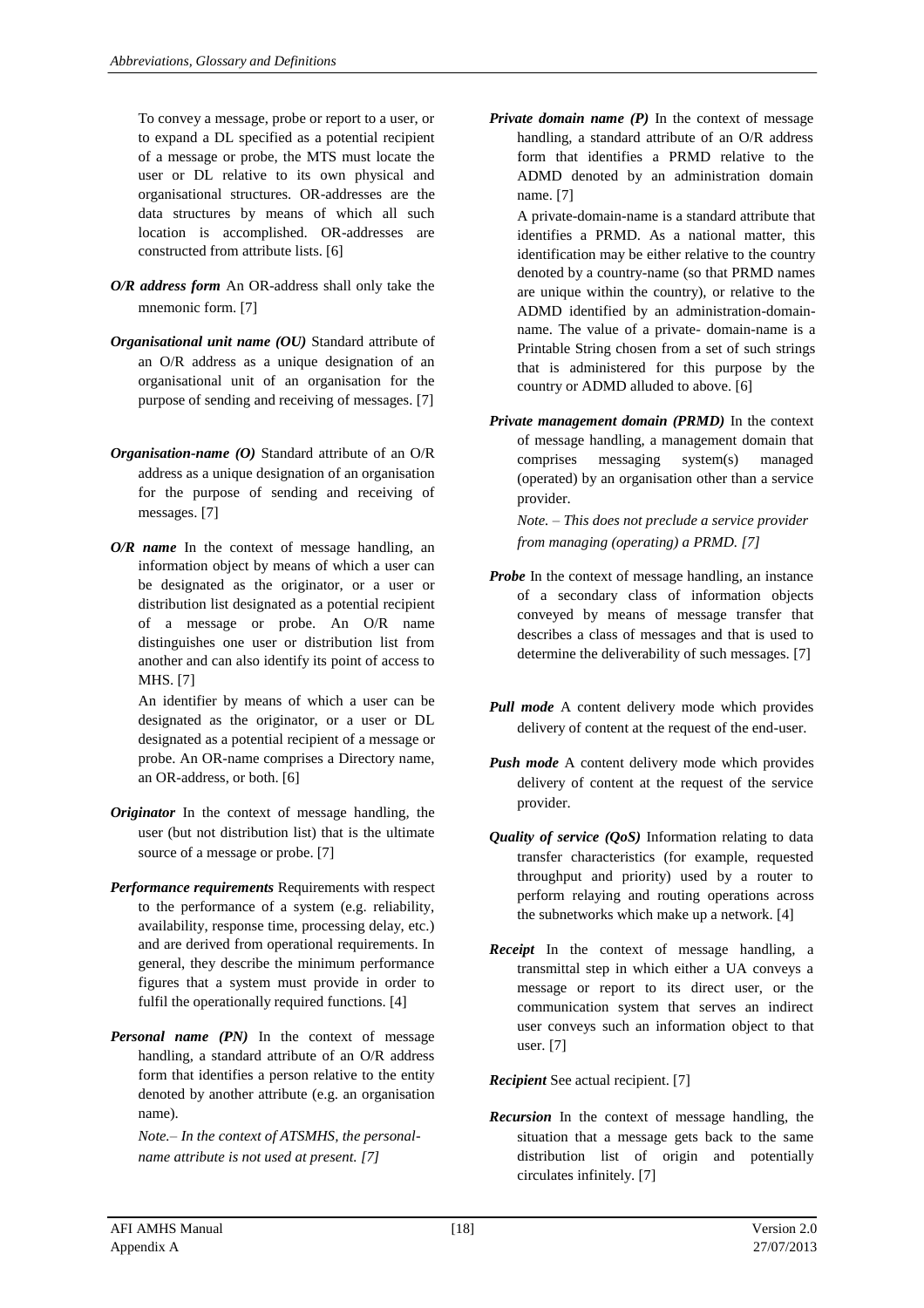To convey a message, probe or report to a user, or to expand a DL specified as a potential recipient of a message or probe, the MTS must locate the user or DL relative to its own physical and organisational structures. OR-addresses are the data structures by means of which all such location is accomplished. OR-addresses are constructed from attribute lists. [6]

***O/R address form*** An OR-address shall only take the mnemonic form. [7]

***Organisational unit name (OU)*** Standard attribute of an O/R address as a unique designation of an organisational unit of an organisation for the purpose of sending and receiving of messages. [7]

***Organisation-name (O)*** Standard attribute of an O/R address as a unique designation of an organisation for the purpose of sending and receiving of messages. [7]

***O/R name*** In the context of message handling, an information object by means of which a user can be designated as the originator, or a user or distribution list designated as a potential recipient of a message or probe. An O/R name distinguishes one user or distribution list from another and can also identify its point of access to MHS. [7]

An identifier by means of which a user can be designated as the originator, or a user or DL designated as a potential recipient of a message or probe. An OR-name comprises a Directory name, an OR-address, or both. [6]

***Originator*** In the context of message handling, the user (but not distribution list) that is the ultimate source of a message or probe. [7]

***Performance requirements*** Requirements with respect to the performance of a system (e.g. reliability, availability, response time, processing delay, etc.) and are derived from operational requirements. In general, they describe the minimum performance figures that a system must provide in order to fulfil the operationally required functions. [4]

***Personal name (PN)*** In the context of message handling, a standard attribute of an O/R address form that identifies a person relative to the entity denoted by another attribute (e.g. an organisation name).

*Note.– In the context of ATSMHS, the personal-name attribute is not used at present. [7]*

***Private domain name (P)*** In the context of message handling, a standard attribute of an O/R address form that identifies a PRMD relative to the ADMD denoted by an administration domain name. [7]

A private-domain-name is a standard attribute that identifies a PRMD. As a national matter, this identification may be either relative to the country denoted by a country-name (so that PRMD names are unique within the country), or relative to the ADMD identified by an administration-domain-name. The value of a private- domain-name is a Printable String chosen from a set of such strings that is administered for this purpose by the country or ADMD alluded to above. [6]

***Private management domain (PRMD)*** In the context of message handling, a management domain that comprises messaging system(s) managed (operated) by an organisation other than a service provider.

*Note. – This does not preclude a service provider from managing (operating) a PRMD. [7]*

***Probe*** In the context of message handling, an instance of a secondary class of information objects conveyed by means of message transfer that describes a class of messages and that is used to determine the deliverability of such messages. [7]

***Pull mode*** A content delivery mode which provides delivery of content at the request of the end-user.

***Push mode*** A content delivery mode which provides delivery of content at the request of the service provider.

***Quality of service (QoS)*** Information relating to data transfer characteristics (for example, requested throughput and priority) used by a router to perform relaying and routing operations across the subnetworks which make up a network. [4]

***Receipt*** In the context of message handling, a transmittal step in which either a UA conveys a message or report to its direct user, or the communication system that serves an indirect user conveys such an information object to that user. [7]

***Recipient*** See actual recipient. [7]

***Recursion*** In the context of message handling, the situation that a message gets back to the same distribution list of origin and potentially circulates infinitely. [7]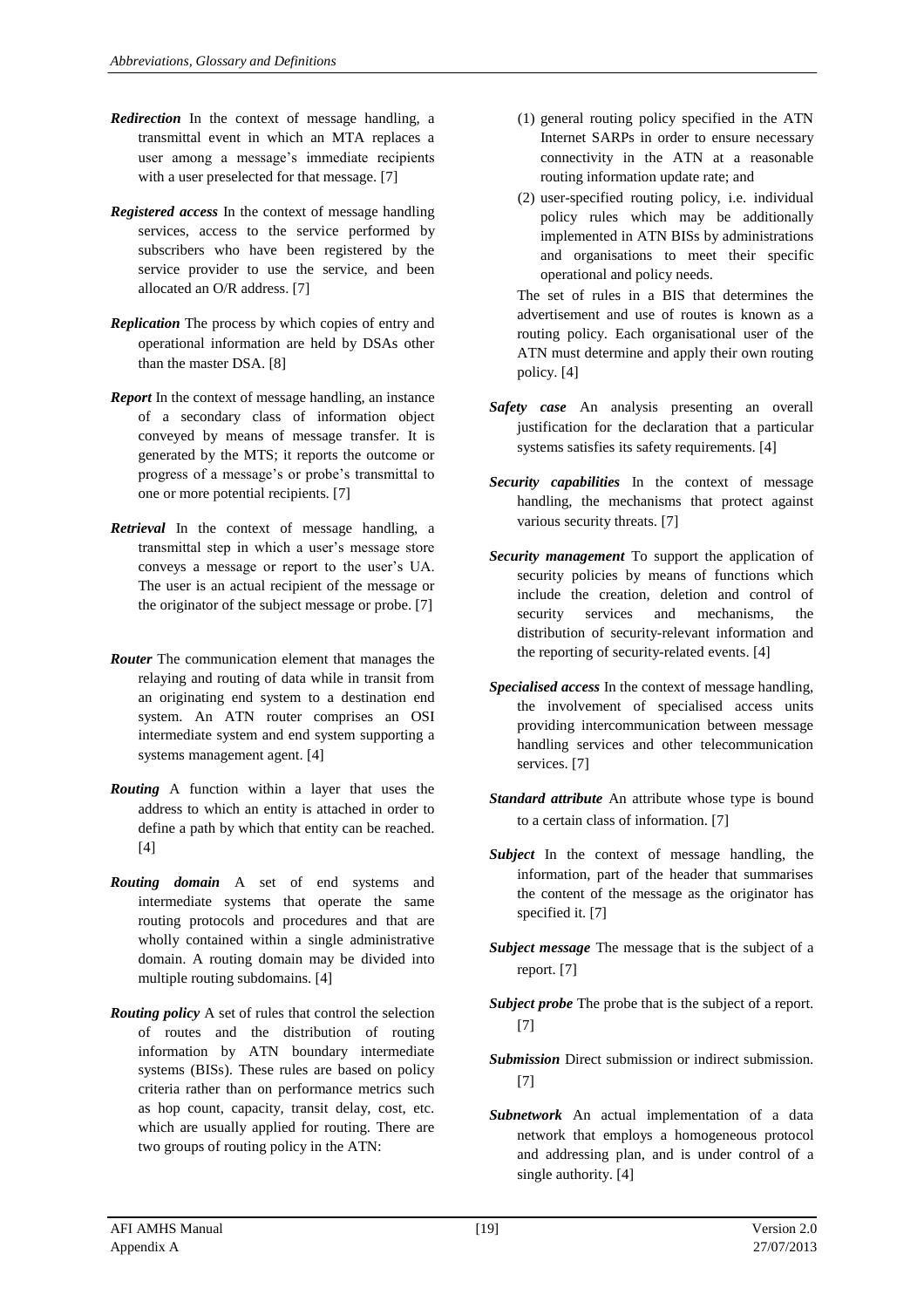***Redirection*** In the context of message handling, a transmittal event in which an MTA replaces a user among a message's immediate recipients with a user preselected for that message. [7]

***Registered access*** In the context of message handling services, access to the service performed by subscribers who have been registered by the service provider to use the service, and been allocated an O/R address. [7]

***Replication*** The process by which copies of entry and operational information are held by DSAs other than the master DSA. [8]

***Report*** In the context of message handling, an instance of a secondary class of information object conveyed by means of message transfer. It is generated by the MTS; it reports the outcome or progress of a message's or probe's transmittal to one or more potential recipients. [7]

***Retrieval*** In the context of message handling, a transmittal step in which a user's message store conveys a message or report to the user's UA. The user is an actual recipient of the message or the originator of the subject message or probe. [7]

***Router*** The communication element that manages the relaying and routing of data while in transit from an originating end system to a destination end system. An ATN router comprises an OSI intermediate system and end system supporting a systems management agent. [4]

***Routing*** A function within a layer that uses the address to which an entity is attached in order to define a path by which that entity can be reached. [4]

***Routing domain*** A set of end systems and intermediate systems that operate the same routing protocols and procedures and that are wholly contained within a single administrative domain. A routing domain may be divided into multiple routing subdomains. [4]

***Routing policy*** A set of rules that control the selection of routes and the distribution of routing information by ATN boundary intermediate systems (BISs). These rules are based on policy criteria rather than on performance metrics such as hop count, capacity, transit delay, cost, etc. which are usually applied for routing. There are two groups of routing policy in the ATN:

(1) general routing policy specified in the ATN Internet SARPs in order to ensure necessary connectivity in the ATN at a reasonable routing information update rate; and

(2) user-specified routing policy, i.e. individual policy rules which may be additionally implemented in ATN BISs by administrations and organisations to meet their specific operational and policy needs.

The set of rules in a BIS that determines the advertisement and use of routes is known as a routing policy. Each organisational user of the ATN must determine and apply their own routing policy. [4]

***Safety case*** An analysis presenting an overall justification for the declaration that a particular systems satisfies its safety requirements. [4]

***Security capabilities*** In the context of message handling, the mechanisms that protect against various security threats. [7]

***Security management*** To support the application of security policies by means of functions which include the creation, deletion and control of security services and mechanisms, the distribution of security-relevant information and the reporting of security-related events. [4]

***Specialised access*** In the context of message handling, the involvement of specialised access units providing intercommunication between message handling services and other telecommunication services. [7]

***Standard attribute*** An attribute whose type is bound to a certain class of information. [7]

***Subject*** In the context of message handling, the information, part of the header that summarises the content of the message as the originator has specified it. [7]

***Subject message*** The message that is the subject of a report. [7]

***Subject probe*** The probe that is the subject of a report. [7]

***Submission*** Direct submission or indirect submission. [7]

***Subnetwork*** An actual implementation of a data network that employs a homogeneous protocol and addressing plan, and is under control of a single authority. [4]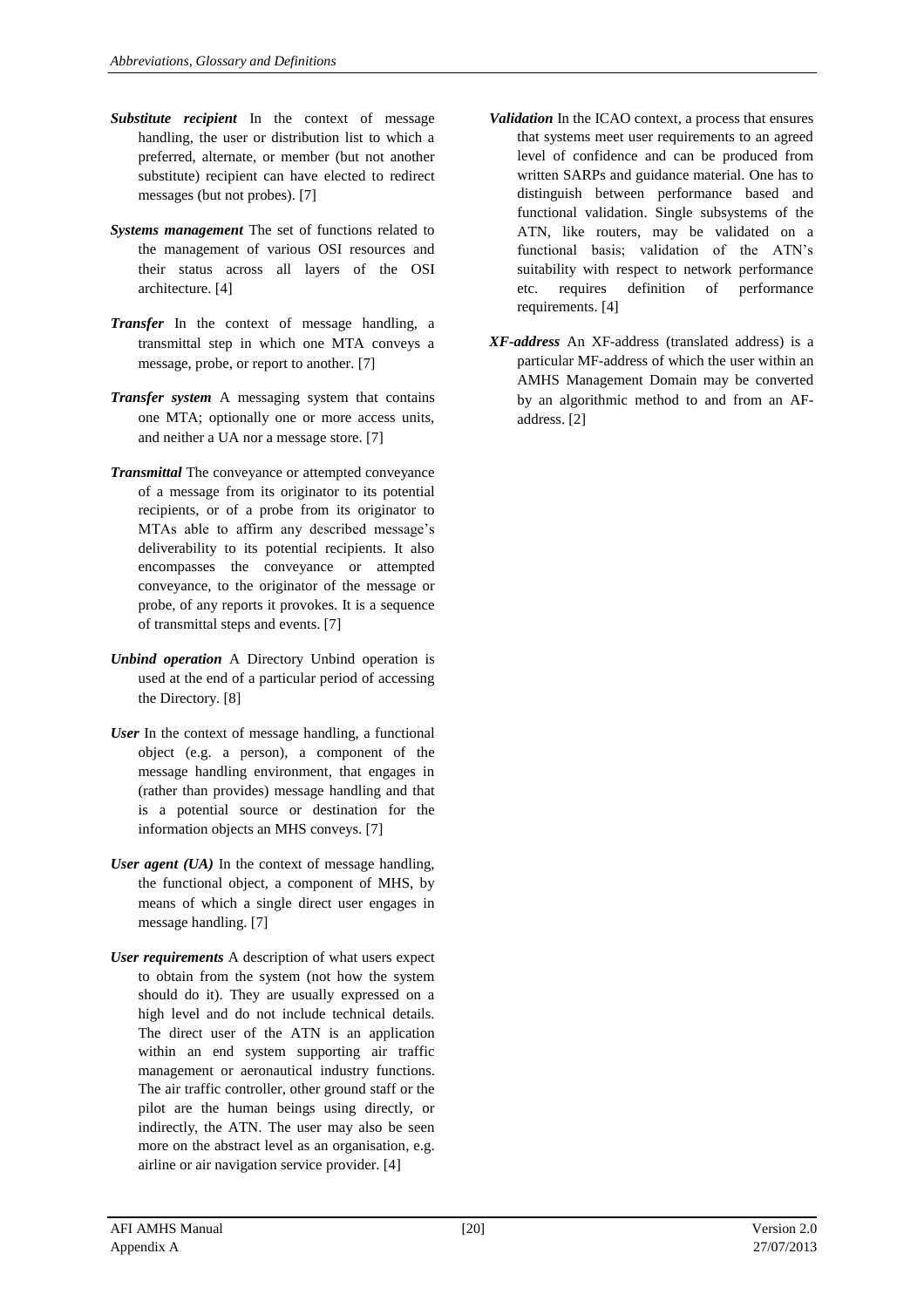***Substitute recipient*** In the context of message handling, the user or distribution list to which a preferred, alternate, or member (but not another substitute) recipient can have elected to redirect messages (but not probes). [7]

***Systems management*** The set of functions related to the management of various OSI resources and their status across all layers of the OSI architecture. [4]

***Transfer*** In the context of message handling, a transmittal step in which one MTA conveys a message, probe, or report to another. [7]

***Transfer system*** A messaging system that contains one MTA; optionally one or more access units, and neither a UA nor a message store. [7]

***Transmittal*** The conveyance or attempted conveyance of a message from its originator to its potential recipients, or of a probe from its originator to MTAs able to affirm any described message's deliverability to its potential recipients. It also encompasses the conveyance or attempted conveyance, to the originator of the message or probe, of any reports it provokes. It is a sequence of transmittal steps and events. [7]

***Unbind operation*** A Directory Unbind operation is used at the end of a particular period of accessing the Directory. [8]

***User*** In the context of message handling, a functional object (e.g. a person), a component of the message handling environment, that engages in (rather than provides) message handling and that is a potential source or destination for the information objects an MHS conveys. [7]

***User agent (UA)*** In the context of message handling, the functional object, a component of MHS, by means of which a single direct user engages in message handling. [7]

***User requirements*** A description of what users expect to obtain from the system (not how the system should do it). They are usually expressed on a high level and do not include technical details. The direct user of the ATN is an application within an end system supporting air traffic management or aeronautical industry functions. The air traffic controller, other ground staff or the pilot are the human beings using directly, or indirectly, the ATN. The user may also be seen more on the abstract level as an organisation, e.g. airline or air navigation service provider. [4]

***Validation*** In the ICAO context, a process that ensures that systems meet user requirements to an agreed level of confidence and can be produced from written SARPs and guidance material. One has to distinguish between performance based and functional validation. Single subsystems of the ATN, like routers, may be validated on a functional basis; validation of the ATN's suitability with respect to network performance etc. requires definition of performance requirements. [4]

***XF-address*** An XF-address (translated address) is a particular MF-address of which the user within an AMHS Management Domain may be converted by an algorithmic method to and from an AF-address. [2]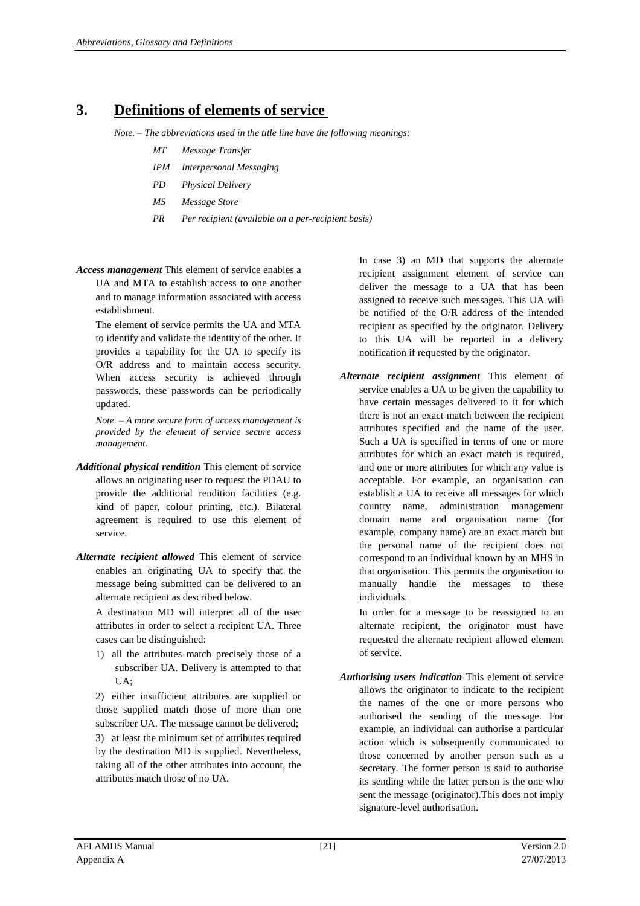# 3. Definitions of elements of service

*Note. – The abbreviations used in the title line have the following meanings:*

*MT Message Transfer*

*IPM Interpersonal Messaging*

*PD Physical Delivery*

*MS Message Store*

*PR Per recipient (available on a per-recipient basis)*

***Access management*** This element of service enables a UA and MTA to establish access to one another and to manage information associated with access establishment.

The element of service permits the UA and MTA to identify and validate the identity of the other. It provides a capability for the UA to specify its O/R address and to maintain access security. When access security is achieved through passwords, these passwords can be periodically updated.

*Note. – A more secure form of access management is provided by the element of service secure access management.*

***Additional physical rendition*** This element of service allows an originating user to request the PDAU to provide the additional rendition facilities (e.g. kind of paper, colour printing, etc.). Bilateral agreement is required to use this element of service.

***Alternate recipient allowed*** This element of service enables an originating UA to specify that the message being submitted can be delivered to an alternate recipient as described below.

A destination MD will interpret all of the user attributes in order to select a recipient UA. Three cases can be distinguished:

1) all the attributes match precisely those of a subscriber UA. Delivery is attempted to that UA;

2) either insufficient attributes are supplied or those supplied match those of more than one subscriber UA. The message cannot be delivered;

3) at least the minimum set of attributes required by the destination MD is supplied. Nevertheless, taking all of the other attributes into account, the attributes match those of no UA.

In case 3) an MD that supports the alternate recipient assignment element of service can deliver the message to a UA that has been assigned to receive such messages. This UA will be notified of the O/R address of the intended recipient as specified by the originator. Delivery to this UA will be reported in a delivery notification if requested by the originator.

***Alternate recipient assignment*** This element of service enables a UA to be given the capability to have certain messages delivered to it for which there is not an exact match between the recipient attributes specified and the name of the user. Such a UA is specified in terms of one or more attributes for which an exact match is required, and one or more attributes for which any value is acceptable. For example, an organisation can establish a UA to receive all messages for which country name, administration management domain name and organisation name (for example, company name) are an exact match but the personal name of the recipient does not correspond to an individual known by an MHS in that organisation. This permits the organisation to manually handle the messages to these individuals.

In order for a message to be reassigned to an alternate recipient, the originator must have requested the alternate recipient allowed element of service.

***Authorising users indication*** This element of service allows the originator to indicate to the recipient the names of the one or more persons who authorised the sending of the message. For example, an individual can authorise a particular action which is subsequently communicated to those concerned by another person such as a secretary. The former person is said to authorise its sending while the latter person is the one who sent the message (originator).This does not imply signature-level authorisation.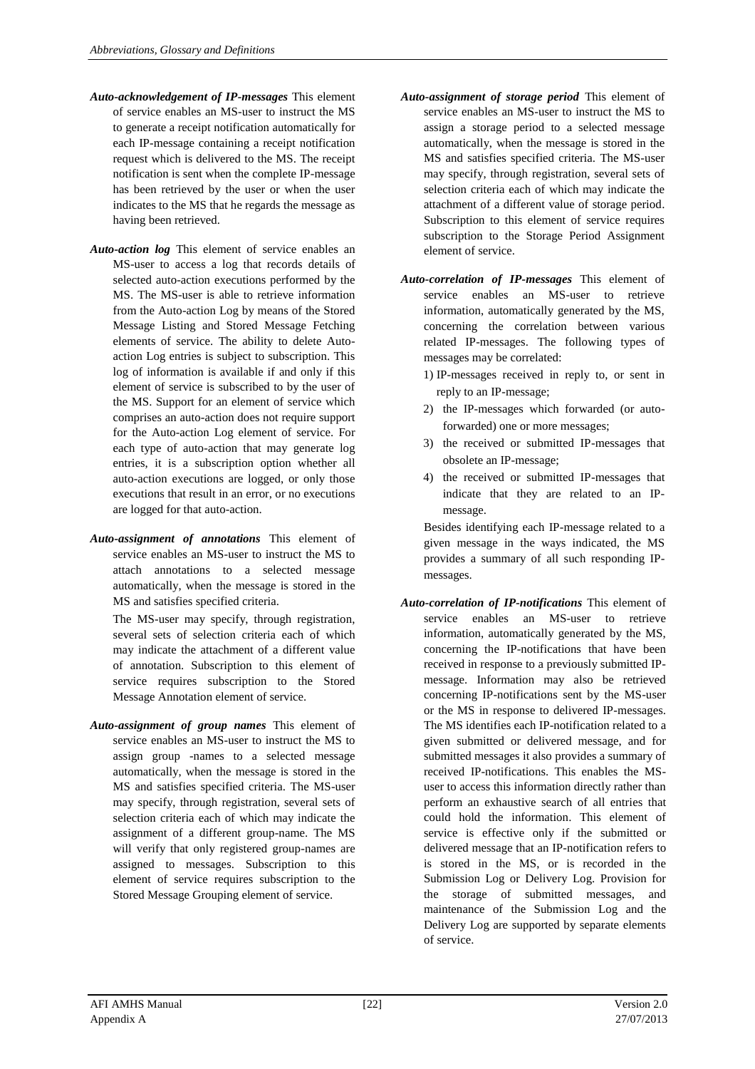***Auto-acknowledgement of IP-messages*** This element of service enables an MS-user to instruct the MS to generate a receipt notification automatically for each IP-message containing a receipt notification request which is delivered to the MS. The receipt notification is sent when the complete IP-message has been retrieved by the user or when the user indicates to the MS that he regards the message as having been retrieved.

***Auto-action log*** This element of service enables an MS-user to access a log that records details of selected auto-action executions performed by the MS. The MS-user is able to retrieve information from the Auto-action Log by means of the Stored Message Listing and Stored Message Fetching elements of service. The ability to delete Auto-action Log entries is subject to subscription. This log of information is available if and only if this element of service is subscribed to by the user of the MS. Support for an element of service which comprises an auto-action does not require support for the Auto-action Log element of service. For each type of auto-action that may generate log entries, it is a subscription option whether all auto-action executions are logged, or only those executions that result in an error, or no executions are logged for that auto-action.

***Auto-assignment of annotations*** This element of service enables an MS-user to instruct the MS to attach annotations to a selected message automatically, when the message is stored in the MS and satisfies specified criteria.

The MS-user may specify, through registration, several sets of selection criteria each of which may indicate the attachment of a different value of annotation. Subscription to this element of service requires subscription to the Stored Message Annotation element of service.

***Auto-assignment of group names*** This element of service enables an MS-user to instruct the MS to assign group -names to a selected message automatically, when the message is stored in the MS and satisfies specified criteria. The MS-user may specify, through registration, several sets of selection criteria each of which may indicate the assignment of a different group-name. The MS will verify that only registered group-names are assigned to messages. Subscription to this element of service requires subscription to the Stored Message Grouping element of service.

***Auto-assignment of storage period*** This element of service enables an MS-user to instruct the MS to assign a storage period to a selected message automatically, when the message is stored in the MS and satisfies specified criteria. The MS-user may specify, through registration, several sets of selection criteria each of which may indicate the attachment of a different value of storage period. Subscription to this element of service requires subscription to the Storage Period Assignment element of service.

***Auto-correlation of IP-messages*** This element of service enables an MS-user to retrieve information, automatically generated by the MS, concerning the correlation between various related IP-messages. The following types of messages may be correlated:

1) IP-messages received in reply to, or sent in reply to an IP-message;
2) the IP-messages which forwarded (or auto-forwarded) one or more messages;
3) the received or submitted IP-messages that obsolete an IP-message;
4) the received or submitted IP-messages that indicate that they are related to an IP-message.

Besides identifying each IP-message related to a given message in the ways indicated, the MS provides a summary of all such responding IP-messages.

***Auto-correlation of IP-notifications*** This element of service enables an MS-user to retrieve information, automatically generated by the MS, concerning the IP-notifications that have been received in response to a previously submitted IP-message. Information may also be retrieved concerning IP-notifications sent by the MS-user or the MS in response to delivered IP-messages. The MS identifies each IP-notification related to a given submitted or delivered message, and for submitted messages it also provides a summary of received IP-notifications. This enables the MS-user to access this information directly rather than perform an exhaustive search of all entries that could hold the information. This element of service is effective only if the submitted or delivered message that an IP-notification refers to is stored in the MS, or is recorded in the Submission Log or Delivery Log. Provision for the storage of submitted messages, and maintenance of the Submission Log and the Delivery Log are supported by separate elements of service.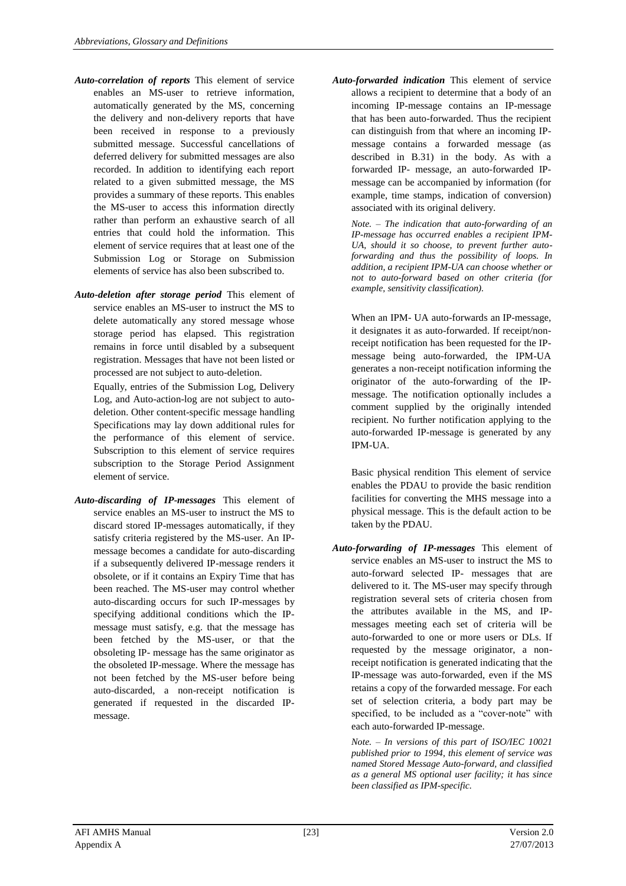***Auto-correlation of reports*** This element of service enables an MS-user to retrieve information, automatically generated by the MS, concerning the delivery and non-delivery reports that have been received in response to a previously submitted message. Successful cancellations of deferred delivery for submitted messages are also recorded. In addition to identifying each report related to a given submitted message, the MS provides a summary of these reports. This enables the MS-user to access this information directly rather than perform an exhaustive search of all entries that could hold the information. This element of service requires that at least one of the Submission Log or Storage on Submission elements of service has also been subscribed to.

***Auto-deletion after storage period*** This element of service enables an MS-user to instruct the MS to delete automatically any stored message whose storage period has elapsed. This registration remains in force until disabled by a subsequent registration. Messages that have not been listed or processed are not subject to auto-deletion.

Equally, entries of the Submission Log, Delivery Log, and Auto-action-log are not subject to auto-deletion. Other content-specific message handling Specifications may lay down additional rules for the performance of this element of service. Subscription to this element of service requires subscription to the Storage Period Assignment element of service.

***Auto-discarding of IP-messages*** This element of service enables an MS-user to instruct the MS to discard stored IP-messages automatically, if they satisfy criteria registered by the MS-user. An IP-message becomes a candidate for auto-discarding if a subsequently delivered IP-message renders it obsolete, or if it contains an Expiry Time that has been reached. The MS-user may control whether auto-discarding occurs for such IP-messages by specifying additional conditions which the IP-message must satisfy, e.g. that the message has been fetched by the MS-user, or that the obsoleting IP- message has the same originator as the obsoleted IP-message. Where the message has not been fetched by the MS-user before being auto-discarded, a non-receipt notification is generated if requested in the discarded IP-message.

***Auto-forwarded indication*** This element of service allows a recipient to determine that a body of an incoming IP-message contains an IP-message that has been auto-forwarded. Thus the recipient can distinguish from that where an incoming IP-message contains a forwarded message (as described in B.31) in the body. As with a forwarded IP- message, an auto-forwarded IP-message can be accompanied by information (for example, time stamps, indication of conversion) associated with its original delivery.

*Note. – The indication that auto-forwarding of an IP-message has occurred enables a recipient IPM-UA, should it so choose, to prevent further auto-forwarding and thus the possibility of loops. In addition, a recipient IPM-UA can choose whether or not to auto-forward based on other criteria (for example, sensitivity classification).*

When an IPM- UA auto-forwards an IP-message, it designates it as auto-forwarded. If receipt/non-receipt notification has been requested for the IP-message being auto-forwarded, the IPM-UA generates a non-receipt notification informing the originator of the auto-forwarding of the IP-message. The notification optionally includes a comment supplied by the originally intended recipient. No further notification applying to the auto-forwarded IP-message is generated by any IPM-UA.

Basic physical rendition This element of service enables the PDAU to provide the basic rendition facilities for converting the MHS message into a physical message. This is the default action to be taken by the PDAU.

***Auto-forwarding of IP-messages*** This element of service enables an MS-user to instruct the MS to auto-forward selected IP- messages that are delivered to it. The MS-user may specify through registration several sets of criteria chosen from the attributes available in the MS, and IP-messages meeting each set of criteria will be auto-forwarded to one or more users or DLs. If requested by the message originator, a non-receipt notification is generated indicating that the IP-message was auto-forwarded, even if the MS retains a copy of the forwarded message. For each set of selection criteria, a body part may be specified, to be included as a "cover-note" with each auto-forwarded IP-message.

*Note. – In versions of this part of ISO/IEC 10021 published prior to 1994, this element of service was named Stored Message Auto-forward, and classified as a general MS optional user facility; it has since been classified as IPM-specific.*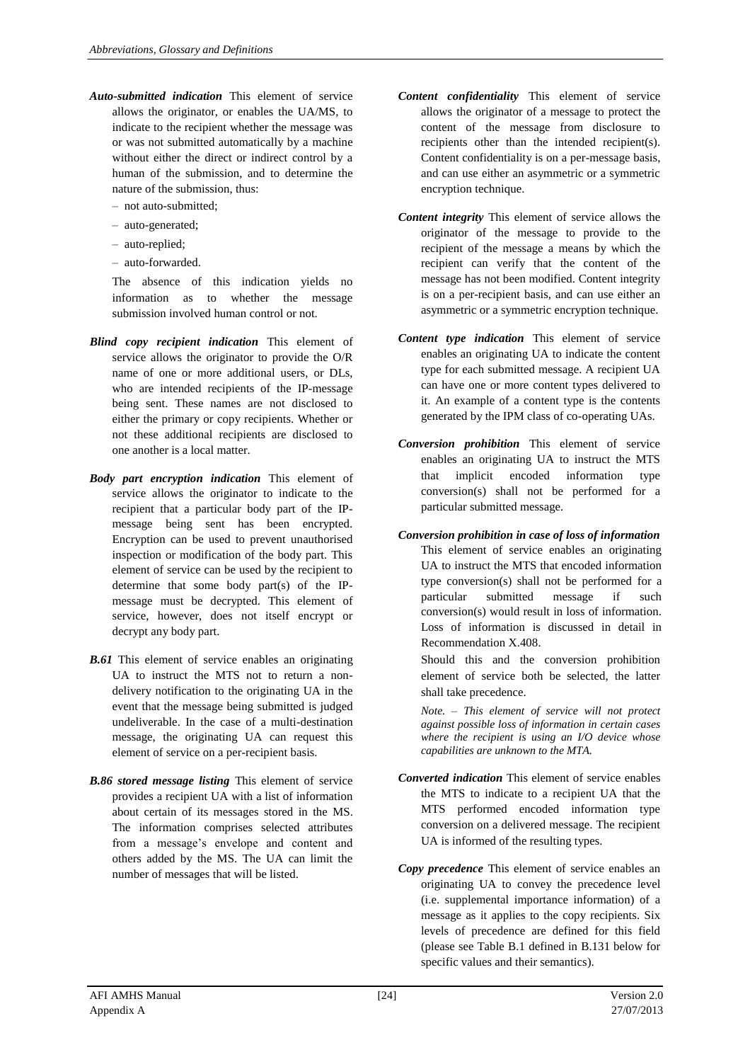***Auto-submitted indication*** This element of service allows the originator, or enables the UA/MS, to indicate to the recipient whether the message was or was not submitted automatically by a machine without either the direct or indirect control by a human of the submission, and to determine the nature of the submission, thus:

– not auto-submitted;

– auto-generated;

– auto-replied;

– auto-forwarded.

The absence of this indication yields no information as to whether the message submission involved human control or not.

***Blind copy recipient indication*** This element of service allows the originator to provide the O/R name of one or more additional users, or DLs, who are intended recipients of the IP-message being sent. These names are not disclosed to either the primary or copy recipients. Whether or not these additional recipients are disclosed to one another is a local matter.

***Body part encryption indication*** This element of service allows the originator to indicate to the recipient that a particular body part of the IP-message being sent has been encrypted. Encryption can be used to prevent unauthorised inspection or modification of the body part. This element of service can be used by the recipient to determine that some body part(s) of the IP-message must be decrypted. This element of service, however, does not itself encrypt or decrypt any body part.

***B.61*** This element of service enables an originating UA to instruct the MTS not to return a non-delivery notification to the originating UA in the event that the message being submitted is judged undeliverable. In the case of a multi-destination message, the originating UA can request this element of service on a per-recipient basis.

***B.86 stored message listing*** This element of service provides a recipient UA with a list of information about certain of its messages stored in the MS. The information comprises selected attributes from a message's envelope and content and others added by the MS. The UA can limit the number of messages that will be listed.

***Content confidentiality*** This element of service allows the originator of a message to protect the content of the message from disclosure to recipients other than the intended recipient(s). Content confidentiality is on a per-message basis, and can use either an asymmetric or a symmetric encryption technique.

***Content integrity*** This element of service allows the originator of the message to provide to the recipient of the message a means by which the recipient can verify that the content of the message has not been modified. Content integrity is on a per-recipient basis, and can use either an asymmetric or a symmetric encryption technique.

***Content type indication*** This element of service enables an originating UA to indicate the content type for each submitted message. A recipient UA can have one or more content types delivered to it. An example of a content type is the contents generated by the IPM class of co-operating UAs.

***Conversion prohibition*** This element of service enables an originating UA to instruct the MTS that implicit encoded information type conversion(s) shall not be performed for a particular submitted message.

***Conversion prohibition in case of loss of information*** This element of service enables an originating UA to instruct the MTS that encoded information type conversion(s) shall not be performed for a particular submitted message if such conversion(s) would result in loss of information. Loss of information is discussed in detail in Recommendation X.408.

Should this and the conversion prohibition element of service both be selected, the latter shall take precedence.

*Note. – This element of service will not protect against possible loss of information in certain cases where the recipient is using an I/O device whose capabilities are unknown to the MTA.*

***Converted indication*** This element of service enables the MTS to indicate to a recipient UA that the MTS performed encoded information type conversion on a delivered message. The recipient UA is informed of the resulting types.

***Copy precedence*** This element of service enables an originating UA to convey the precedence level (i.e. supplemental importance information) of a message as it applies to the copy recipients. Six levels of precedence are defined for this field (please see Table B.1 defined in B.131 below for specific values and their semantics).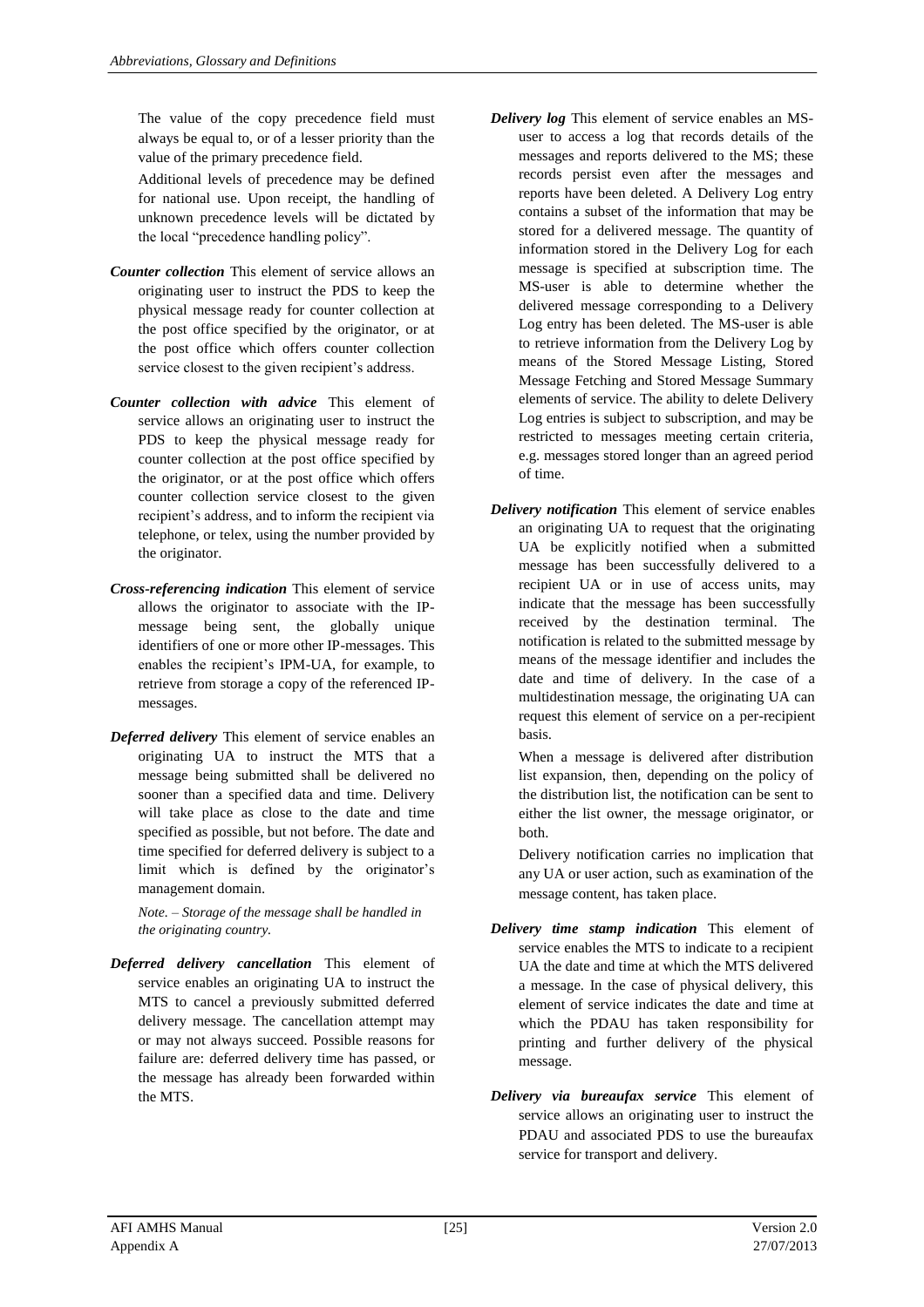The value of the copy precedence field must always be equal to, or of a lesser priority than the value of the primary precedence field.

Additional levels of precedence may be defined for national use. Upon receipt, the handling of unknown precedence levels will be dictated by the local "precedence handling policy".

***Counter collection*** This element of service allows an originating user to instruct the PDS to keep the physical message ready for counter collection at the post office specified by the originator, or at the post office which offers counter collection service closest to the given recipient's address.

***Counter collection with advice*** This element of service allows an originating user to instruct the PDS to keep the physical message ready for counter collection at the post office specified by the originator, or at the post office which offers counter collection service closest to the given recipient's address, and to inform the recipient via telephone, or telex, using the number provided by the originator.

***Cross-referencing indication*** This element of service allows the originator to associate with the IP-message being sent, the globally unique identifiers of one or more other IP-messages. This enables the recipient's IPM-UA, for example, to retrieve from storage a copy of the referenced IP-messages.

***Deferred delivery*** This element of service enables an originating UA to instruct the MTS that a message being submitted shall be delivered no sooner than a specified data and time. Delivery will take place as close to the date and time specified as possible, but not before. The date and time specified for deferred delivery is subject to a limit which is defined by the originator's management domain.

*Note. – Storage of the message shall be handled in the originating country.*

***Deferred delivery cancellation*** This element of service enables an originating UA to instruct the MTS to cancel a previously submitted deferred delivery message. The cancellation attempt may or may not always succeed. Possible reasons for failure are: deferred delivery time has passed, or the message has already been forwarded within the MTS.

***Delivery log*** This element of service enables an MS-user to access a log that records details of the messages and reports delivered to the MS; these records persist even after the messages and reports have been deleted. A Delivery Log entry contains a subset of the information that may be stored for a delivered message. The quantity of information stored in the Delivery Log for each message is specified at subscription time. The MS-user is able to determine whether the delivered message corresponding to a Delivery Log entry has been deleted. The MS-user is able to retrieve information from the Delivery Log by means of the Stored Message Listing, Stored Message Fetching and Stored Message Summary elements of service. The ability to delete Delivery Log entries is subject to subscription, and may be restricted to messages meeting certain criteria, e.g. messages stored longer than an agreed period of time.

***Delivery notification*** This element of service enables an originating UA to request that the originating UA be explicitly notified when a submitted message has been successfully delivered to a recipient UA or in use of access units, may indicate that the message has been successfully received by the destination terminal. The notification is related to the submitted message by means of the message identifier and includes the date and time of delivery. In the case of a multidestination message, the originating UA can request this element of service on a per-recipient basis.

When a message is delivered after distribution list expansion, then, depending on the policy of the distribution list, the notification can be sent to either the list owner, the message originator, or both.

Delivery notification carries no implication that any UA or user action, such as examination of the message content, has taken place.

***Delivery time stamp indication*** This element of service enables the MTS to indicate to a recipient UA the date and time at which the MTS delivered a message. In the case of physical delivery, this element of service indicates the date and time at which the PDAU has taken responsibility for printing and further delivery of the physical message.

***Delivery via bureaufax service*** This element of service allows an originating user to instruct the PDAU and associated PDS to use the bureaufax service for transport and delivery.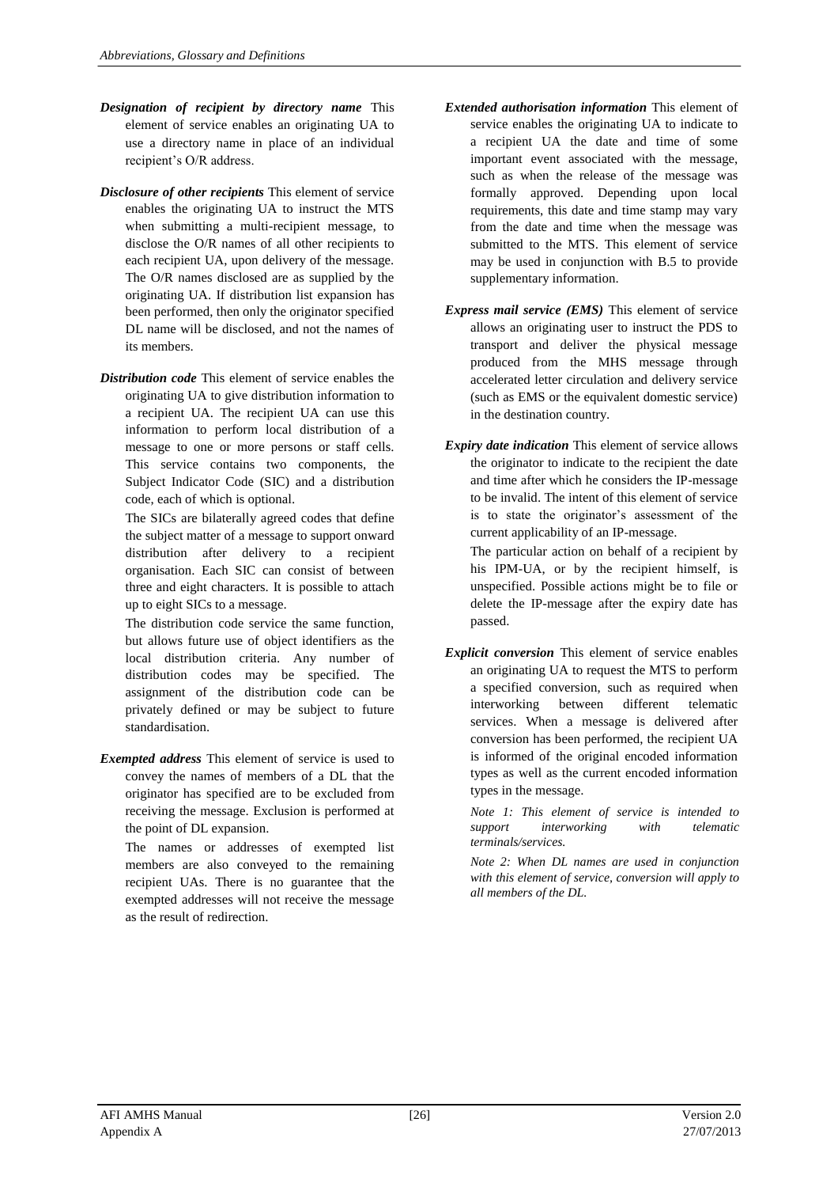***Designation of recipient by directory name*** This element of service enables an originating UA to use a directory name in place of an individual recipient's O/R address.

***Disclosure of other recipients*** This element of service enables the originating UA to instruct the MTS when submitting a multi-recipient message, to disclose the O/R names of all other recipients to each recipient UA, upon delivery of the message. The O/R names disclosed are as supplied by the originating UA. If distribution list expansion has been performed, then only the originator specified DL name will be disclosed, and not the names of its members.

***Distribution code*** This element of service enables the originating UA to give distribution information to a recipient UA. The recipient UA can use this information to perform local distribution of a message to one or more persons or staff cells. This service contains two components, the Subject Indicator Code (SIC) and a distribution code, each of which is optional.

The SICs are bilaterally agreed codes that define the subject matter of a message to support onward distribution after delivery to a recipient organisation. Each SIC can consist of between three and eight characters. It is possible to attach up to eight SICs to a message.

The distribution code service the same function, but allows future use of object identifiers as the local distribution criteria. Any number of distribution codes may be specified. The assignment of the distribution code can be privately defined or may be subject to future standardisation.

***Exempted address*** This element of service is used to convey the names of members of a DL that the originator has specified are to be excluded from receiving the message. Exclusion is performed at the point of DL expansion.

The names or addresses of exempted list members are also conveyed to the remaining recipient UAs. There is no guarantee that the exempted addresses will not receive the message as the result of redirection.

***Extended authorisation information*** This element of service enables the originating UA to indicate to a recipient UA the date and time of some important event associated with the message, such as when the release of the message was formally approved. Depending upon local requirements, this date and time stamp may vary from the date and time when the message was submitted to the MTS. This element of service may be used in conjunction with B.5 to provide supplementary information.

***Express mail service (EMS)*** This element of service allows an originating user to instruct the PDS to transport and deliver the physical message produced from the MHS message through accelerated letter circulation and delivery service (such as EMS or the equivalent domestic service) in the destination country.

***Expiry date indication*** This element of service allows the originator to indicate to the recipient the date and time after which he considers the IP-message to be invalid. The intent of this element of service is to state the originator's assessment of the current applicability of an IP-message.

The particular action on behalf of a recipient by his IPM-UA, or by the recipient himself, is unspecified. Possible actions might be to file or delete the IP-message after the expiry date has passed.

***Explicit conversion*** This element of service enables an originating UA to request the MTS to perform a specified conversion, such as required when interworking between different telematic services. When a message is delivered after conversion has been performed, the recipient UA is informed of the original encoded information types as well as the current encoded information types in the message.

*Note 1: This element of service is intended to support interworking with telematic terminals/services.*

*Note 2: When DL names are used in conjunction with this element of service, conversion will apply to all members of the DL.*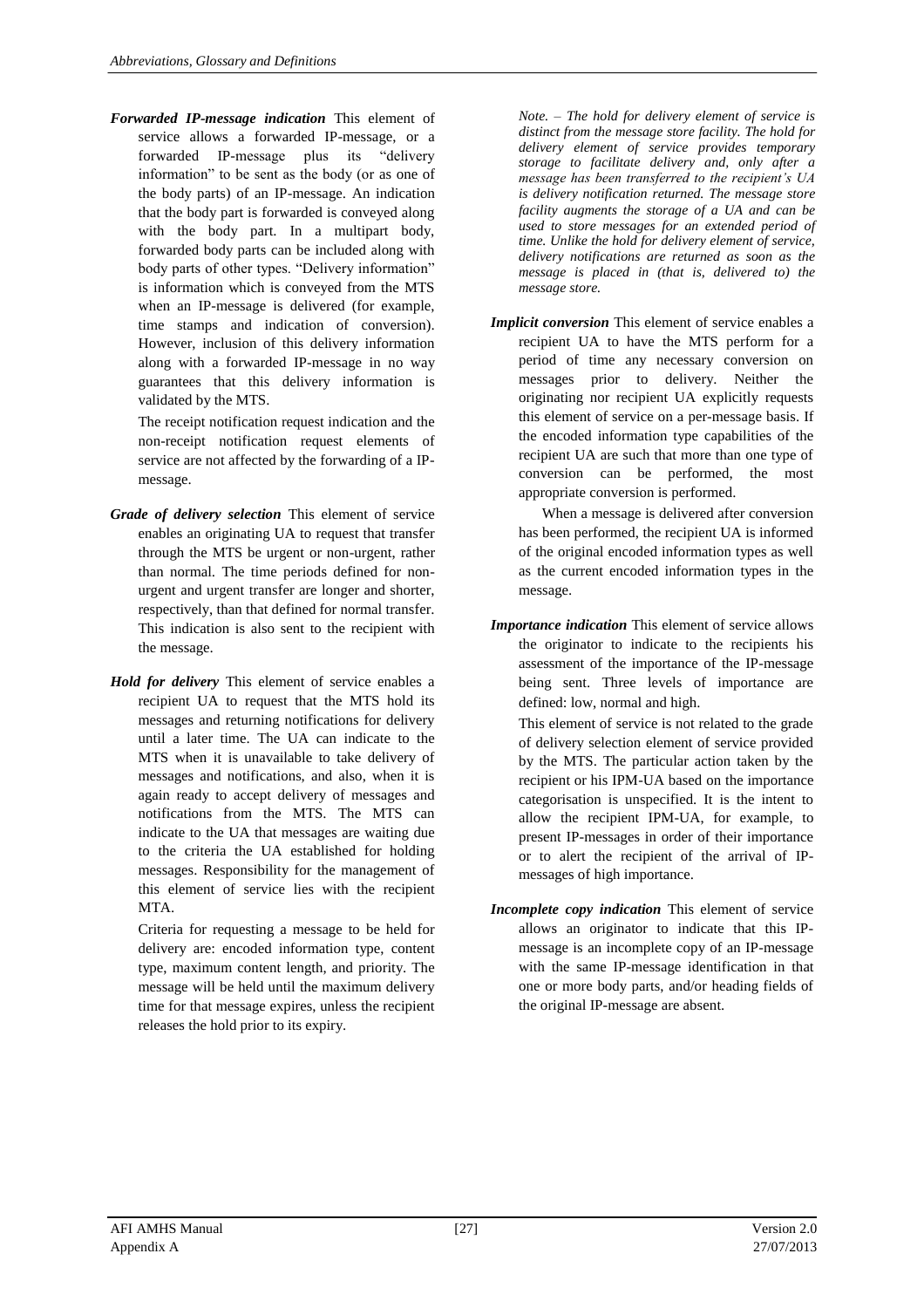***Forwarded IP-message indication*** This element of service allows a forwarded IP-message, or a forwarded IP-message plus its "delivery information" to be sent as the body (or as one of the body parts) of an IP-message. An indication that the body part is forwarded is conveyed along with the body part. In a multipart body, forwarded body parts can be included along with body parts of other types. "Delivery information" is information which is conveyed from the MTS when an IP-message is delivered (for example, time stamps and indication of conversion). However, inclusion of this delivery information along with a forwarded IP-message in no way guarantees that this delivery information is validated by the MTS.

The receipt notification request indication and the non-receipt notification request elements of service are not affected by the forwarding of a IP-message.

***Grade of delivery selection*** This element of service enables an originating UA to request that transfer through the MTS be urgent or non-urgent, rather than normal. The time periods defined for non-urgent and urgent transfer are longer and shorter, respectively, than that defined for normal transfer. This indication is also sent to the recipient with the message.

***Hold for delivery*** This element of service enables a recipient UA to request that the MTS hold its messages and returning notifications for delivery until a later time. The UA can indicate to the MTS when it is unavailable to take delivery of messages and notifications, and also, when it is again ready to accept delivery of messages and notifications from the MTS. The MTS can indicate to the UA that messages are waiting due to the criteria the UA established for holding messages. Responsibility for the management of this element of service lies with the recipient MTA.

Criteria for requesting a message to be held for delivery are: encoded information type, content type, maximum content length, and priority. The message will be held until the maximum delivery time for that message expires, unless the recipient releases the hold prior to its expiry.

*Note. – The hold for delivery element of service is distinct from the message store facility. The hold for delivery element of service provides temporary storage to facilitate delivery and, only after a message has been transferred to the recipient's UA is delivery notification returned. The message store facility augments the storage of a UA and can be used to store messages for an extended period of time. Unlike the hold for delivery element of service, delivery notifications are returned as soon as the message is placed in (that is, delivered to) the message store.*

***Implicit conversion*** This element of service enables a recipient UA to have the MTS perform for a period of time any necessary conversion on messages prior to delivery. Neither the originating nor recipient UA explicitly requests this element of service on a per-message basis. If the encoded information type capabilities of the recipient UA are such that more than one type of conversion can be performed, the most appropriate conversion is performed.

When a message is delivered after conversion has been performed, the recipient UA is informed of the original encoded information types as well as the current encoded information types in the message.

***Importance indication*** This element of service allows the originator to indicate to the recipients his assessment of the importance of the IP-message being sent. Three levels of importance are defined: low, normal and high.

This element of service is not related to the grade of delivery selection element of service provided by the MTS. The particular action taken by the recipient or his IPM-UA based on the importance categorisation is unspecified. It is the intent to allow the recipient IPM-UA, for example, to present IP-messages in order of their importance or to alert the recipient of the arrival of IP-messages of high importance.

***Incomplete copy indication*** This element of service allows an originator to indicate that this IP-message is an incomplete copy of an IP-message with the same IP-message identification in that one or more body parts, and/or heading fields of the original IP-message are absent.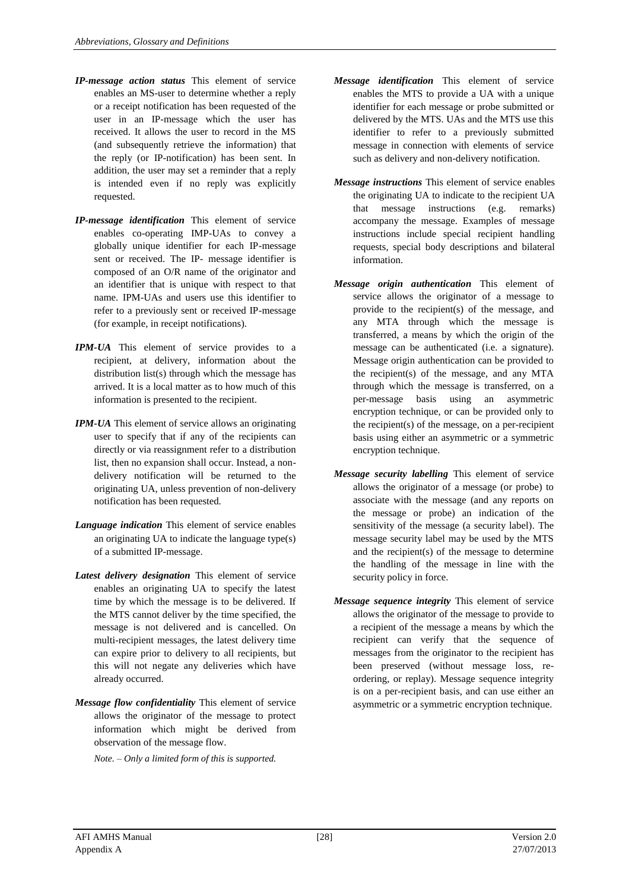***IP-message action status*** This element of service enables an MS-user to determine whether a reply or a receipt notification has been requested of the user in an IP-message which the user has received. It allows the user to record in the MS (and subsequently retrieve the information) that the reply (or IP-notification) has been sent. In addition, the user may set a reminder that a reply is intended even if no reply was explicitly requested.

***IP-message identification*** This element of service enables co-operating IMP-UAs to convey a globally unique identifier for each IP-message sent or received. The IP- message identifier is composed of an O/R name of the originator and an identifier that is unique with respect to that name. IPM-UAs and users use this identifier to refer to a previously sent or received IP-message (for example, in receipt notifications).

***IPM-UA*** This element of service provides to a recipient, at delivery, information about the distribution list(s) through which the message has arrived. It is a local matter as to how much of this information is presented to the recipient.

***IPM-UA*** This element of service allows an originating user to specify that if any of the recipients can directly or via reassignment refer to a distribution list, then no expansion shall occur. Instead, a non-delivery notification will be returned to the originating UA, unless prevention of non-delivery notification has been requested.

***Language indication*** This element of service enables an originating UA to indicate the language type(s) of a submitted IP-message.

***Latest delivery designation*** This element of service enables an originating UA to specify the latest time by which the message is to be delivered. If the MTS cannot deliver by the time specified, the message is not delivered and is cancelled. On multi-recipient messages, the latest delivery time can expire prior to delivery to all recipients, but this will not negate any deliveries which have already occurred.

***Message flow confidentiality*** This element of service allows the originator of the message to protect information which might be derived from observation of the message flow.

*Note. – Only a limited form of this is supported.*

***Message identification*** This element of service enables the MTS to provide a UA with a unique identifier for each message or probe submitted or delivered by the MTS. UAs and the MTS use this identifier to refer to a previously submitted message in connection with elements of service such as delivery and non-delivery notification.

***Message instructions*** This element of service enables the originating UA to indicate to the recipient UA that message instructions (e.g. remarks) accompany the message. Examples of message instructions include special recipient handling requests, special body descriptions and bilateral information.

***Message origin authentication*** This element of service allows the originator of a message to provide to the recipient(s) of the message, and any MTA through which the message is transferred, a means by which the origin of the message can be authenticated (i.e. a signature). Message origin authentication can be provided to the recipient(s) of the message, and any MTA through which the message is transferred, on a per-message basis using an asymmetric encryption technique, or can be provided only to the recipient(s) of the message, on a per-recipient basis using either an asymmetric or a symmetric encryption technique.

***Message security labelling*** This element of service allows the originator of a message (or probe) to associate with the message (and any reports on the message or probe) an indication of the sensitivity of the message (a security label). The message security label may be used by the MTS and the recipient(s) of the message to determine the handling of the message in line with the security policy in force.

***Message sequence integrity*** This element of service allows the originator of the message to provide to a recipient of the message a means by which the recipient can verify that the sequence of messages from the originator to the recipient has been preserved (without message loss, re-ordering, or replay). Message sequence integrity is on a per-recipient basis, and can use either an asymmetric or a symmetric encryption technique.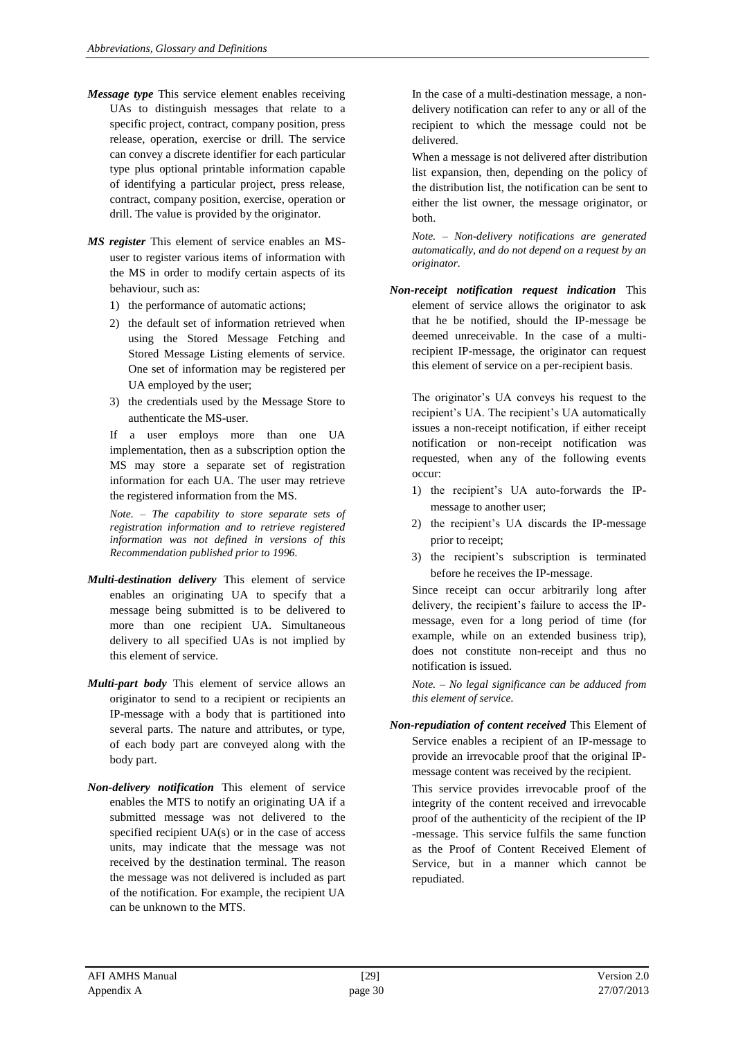***Message type*** This service element enables receiving UAs to distinguish messages that relate to a specific project, contract, company position, press release, operation, exercise or drill. The service can convey a discrete identifier for each particular type plus optional printable information capable of identifying a particular project, press release, contract, company position, exercise, operation or drill. The value is provided by the originator.

***MS register*** This element of service enables an MS-user to register various items of information with the MS in order to modify certain aspects of its behaviour, such as:

1) the performance of automatic actions;
2) the default set of information retrieved when using the Stored Message Fetching and Stored Message Listing elements of service. One set of information may be registered per UA employed by the user;
3) the credentials used by the Message Store to authenticate the MS-user.

If a user employs more than one UA implementation, then as a subscription option the MS may store a separate set of registration information for each UA. The user may retrieve the registered information from the MS.

*Note. – The capability to store separate sets of registration information and to retrieve registered information was not defined in versions of this Recommendation published prior to 1996.*

***Multi-destination delivery*** This element of service enables an originating UA to specify that a message being submitted is to be delivered to more than one recipient UA. Simultaneous delivery to all specified UAs is not implied by this element of service.

***Multi-part body*** This element of service allows an originator to send to a recipient or recipients an IP-message with a body that is partitioned into several parts. The nature and attributes, or type, of each body part are conveyed along with the body part.

***Non-delivery notification*** This element of service enables the MTS to notify an originating UA if a submitted message was not delivered to the specified recipient UA(s) or in the case of access units, may indicate that the message was not received by the destination terminal. The reason the message was not delivered is included as part of the notification. For example, the recipient UA can be unknown to the MTS.

In the case of a multi-destination message, a non-delivery notification can refer to any or all of the recipient to which the message could not be delivered.

When a message is not delivered after distribution list expansion, then, depending on the policy of the distribution list, the notification can be sent to either the list owner, the message originator, or both.

*Note. – Non-delivery notifications are generated automatically, and do not depend on a request by an originator.*

***Non-receipt notification request indication*** This element of service allows the originator to ask that he be notified, should the IP-message be deemed unreceivable. In the case of a multi-recipient IP-message, the originator can request this element of service on a per-recipient basis.

The originator's UA conveys his request to the recipient's UA. The recipient's UA automatically issues a non-receipt notification, if either receipt notification or non-receipt notification was requested, when any of the following events occur:

1) the recipient's UA auto-forwards the IP-message to another user;
2) the recipient's UA discards the IP-message prior to receipt;
3) the recipient's subscription is terminated before he receives the IP-message.

Since receipt can occur arbitrarily long after delivery, the recipient's failure to access the IP-message, even for a long period of time (for example, while on an extended business trip), does not constitute non-receipt and thus no notification is issued.

*Note. – No legal significance can be adduced from this element of service.*

***Non-repudiation of content received*** This Element of Service enables a recipient of an IP-message to provide an irrevocable proof that the original IP-message content was received by the recipient.

This service provides irrevocable proof of the integrity of the content received and irrevocable proof of the authenticity of the recipient of the IP -message. This service fulfils the same function as the Proof of Content Received Element of Service, but in a manner which cannot be repudiated.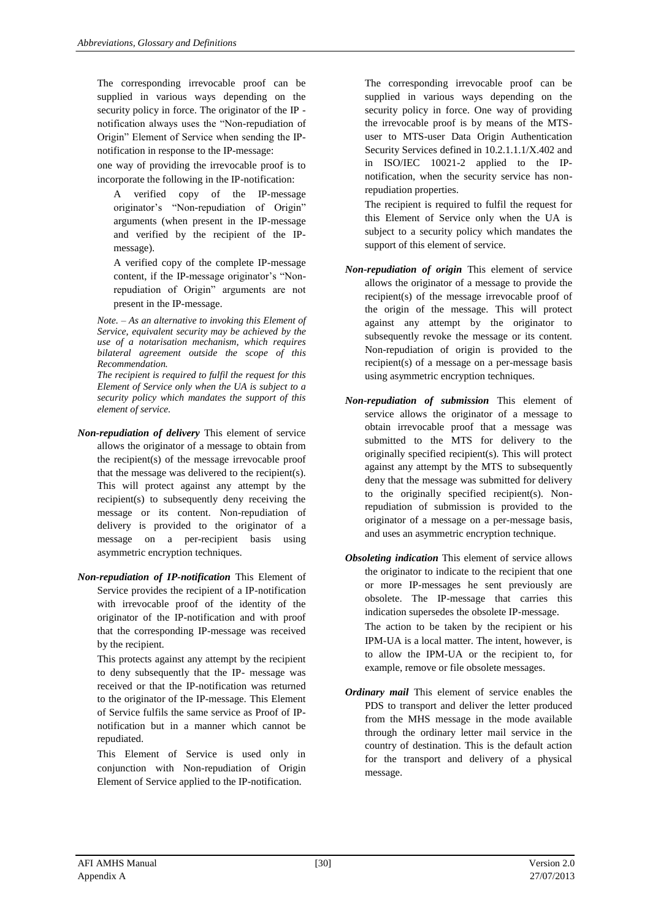The corresponding irrevocable proof can be supplied in various ways depending on the security policy in force. The originator of the IP - notification always uses the "Non-repudiation of Origin" Element of Service when sending the IP-notification in response to the IP-message:

one way of providing the irrevocable proof is to incorporate the following in the IP-notification:

A verified copy of the IP-message originator's "Non-repudiation of Origin" arguments (when present in the IP-message and verified by the recipient of the IP-message).

A verified copy of the complete IP-message content, if the IP-message originator's "Non-repudiation of Origin" arguments are not present in the IP-message.

*Note. – As an alternative to invoking this Element of Service, equivalent security may be achieved by the use of a notarisation mechanism, which requires bilateral agreement outside the scope of this Recommendation.*

*The recipient is required to fulfil the request for this Element of Service only when the UA is subject to a security policy which mandates the support of this element of service.*

***Non-repudiation of delivery*** This element of service allows the originator of a message to obtain from the recipient(s) of the message irrevocable proof that the message was delivered to the recipient(s). This will protect against any attempt by the recipient(s) to subsequently deny receiving the message or its content. Non-repudiation of delivery is provided to the originator of a message on a per-recipient basis using asymmetric encryption techniques.

***Non-repudiation of IP-notification*** This Element of Service provides the recipient of a IP-notification with irrevocable proof of the identity of the originator of the IP-notification and with proof that the corresponding IP-message was received by the recipient.

This protects against any attempt by the recipient to deny subsequently that the IP- message was received or that the IP-notification was returned to the originator of the IP-message. This Element of Service fulfils the same service as Proof of IP-notification but in a manner which cannot be repudiated.

This Element of Service is used only in conjunction with Non-repudiation of Origin Element of Service applied to the IP-notification.

The corresponding irrevocable proof can be supplied in various ways depending on the security policy in force. One way of providing the irrevocable proof is by means of the MTS-user to MTS-user Data Origin Authentication Security Services defined in 10.2.1.1.1/X.402 and in ISO/IEC 10021-2 applied to the IP-notification, when the security service has non-repudiation properties.

The recipient is required to fulfil the request for this Element of Service only when the UA is subject to a security policy which mandates the support of this element of service.

***Non-repudiation of origin*** This element of service allows the originator of a message to provide the recipient(s) of the message irrevocable proof of the origin of the message. This will protect against any attempt by the originator to subsequently revoke the message or its content. Non-repudiation of origin is provided to the recipient(s) of a message on a per-message basis using asymmetric encryption techniques.

***Non-repudiation of submission*** This element of service allows the originator of a message to obtain irrevocable proof that a message was submitted to the MTS for delivery to the originally specified recipient(s). This will protect against any attempt by the MTS to subsequently deny that the message was submitted for delivery to the originally specified recipient(s). Non-repudiation of submission is provided to the originator of a message on a per-message basis, and uses an asymmetric encryption technique.

***Obsoleting indication*** This element of service allows the originator to indicate to the recipient that one or more IP-messages he sent previously are obsolete. The IP-message that carries this indication supersedes the obsolete IP-message.

The action to be taken by the recipient or his IPM-UA is a local matter. The intent, however, is to allow the IPM-UA or the recipient to, for example, remove or file obsolete messages.

***Ordinary mail*** This element of service enables the PDS to transport and deliver the letter produced from the MHS message in the mode available through the ordinary letter mail service in the country of destination. This is the default action for the transport and delivery of a physical message.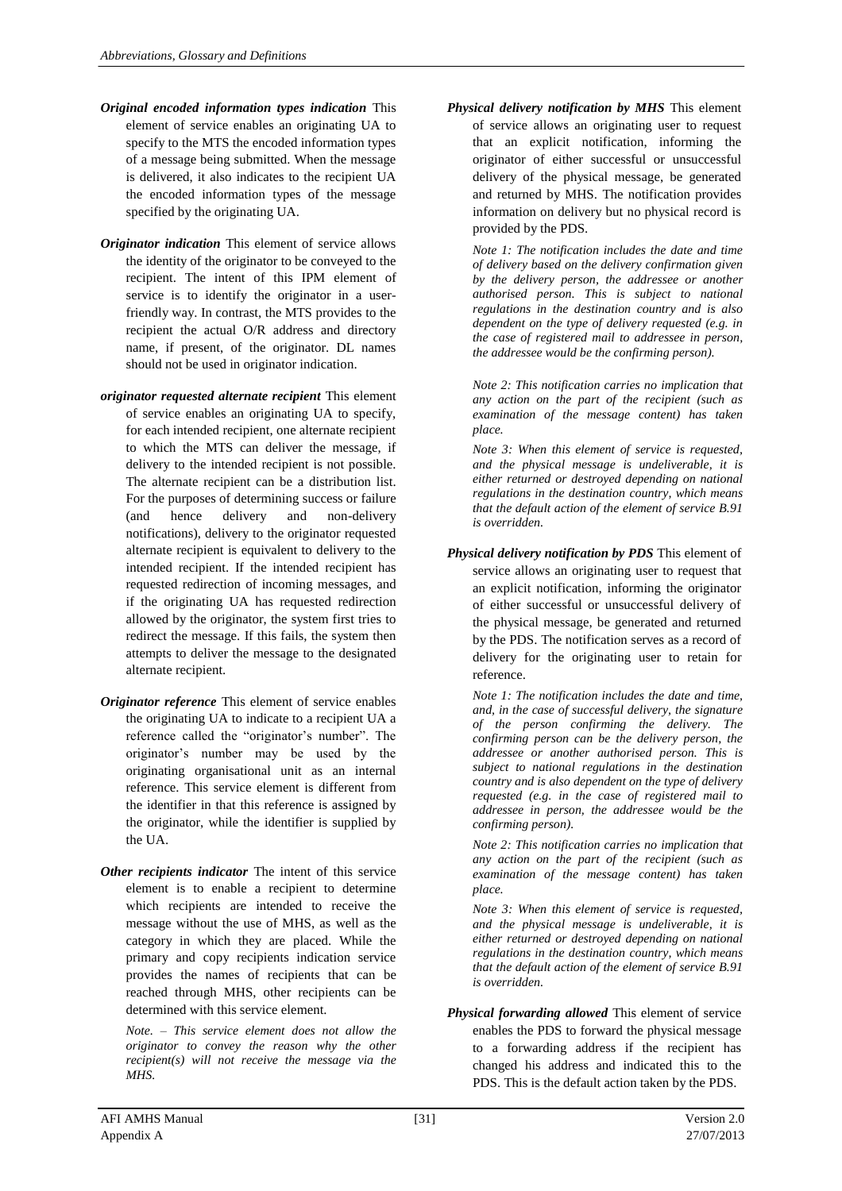***Original encoded information types indication*** This element of service enables an originating UA to specify to the MTS the encoded information types of a message being submitted. When the message is delivered, it also indicates to the recipient UA the encoded information types of the message specified by the originating UA.

***Originator indication*** This element of service allows the identity of the originator to be conveyed to the recipient. The intent of this IPM element of service is to identify the originator in a user-friendly way. In contrast, the MTS provides to the recipient the actual O/R address and directory name, if present, of the originator. DL names should not be used in originator indication.

***originator requested alternate recipient*** This element of service enables an originating UA to specify, for each intended recipient, one alternate recipient to which the MTS can deliver the message, if delivery to the intended recipient is not possible. The alternate recipient can be a distribution list. For the purposes of determining success or failure (and hence delivery and non-delivery notifications), delivery to the originator requested alternate recipient is equivalent to delivery to the intended recipient. If the intended recipient has requested redirection of incoming messages, and if the originating UA has requested redirection allowed by the originator, the system first tries to redirect the message. If this fails, the system then attempts to deliver the message to the designated alternate recipient.

***Originator reference*** This element of service enables the originating UA to indicate to a recipient UA a reference called the "originator's number". The originator's number may be used by the originating organisational unit as an internal reference. This service element is different from the identifier in that this reference is assigned by the originator, while the identifier is supplied by the UA.

***Other recipients indicator*** The intent of this service element is to enable a recipient to determine which recipients are intended to receive the message without the use of MHS, as well as the category in which they are placed. While the primary and copy recipients indication service provides the names of recipients that can be reached through MHS, other recipients can be determined with this service element.

*Note. – This service element does not allow the originator to convey the reason why the other recipient(s) will not receive the message via the MHS.*

***Physical delivery notification by MHS*** This element of service allows an originating user to request that an explicit notification, informing the originator of either successful or unsuccessful delivery of the physical message, be generated and returned by MHS. The notification provides information on delivery but no physical record is provided by the PDS.

*Note 1: The notification includes the date and time of delivery based on the delivery confirmation given by the delivery person, the addressee or another authorised person. This is subject to national regulations in the destination country and is also dependent on the type of delivery requested (e.g. in the case of registered mail to addressee in person, the addressee would be the confirming person).*

*Note 2: This notification carries no implication that any action on the part of the recipient (such as examination of the message content) has taken place.*

*Note 3: When this element of service is requested, and the physical message is undeliverable, it is either returned or destroyed depending on national regulations in the destination country, which means that the default action of the element of service B.91 is overridden.*

***Physical delivery notification by PDS*** This element of service allows an originating user to request that an explicit notification, informing the originator of either successful or unsuccessful delivery of the physical message, be generated and returned by the PDS. The notification serves as a record of delivery for the originating user to retain for reference.

*Note 1: The notification includes the date and time, and, in the case of successful delivery, the signature of the person confirming the delivery. The confirming person can be the delivery person, the addressee or another authorised person. This is subject to national regulations in the destination country and is also dependent on the type of delivery requested (e.g. in the case of registered mail to addressee in person, the addressee would be the confirming person).*

*Note 2: This notification carries no implication that any action on the part of the recipient (such as examination of the message content) has taken place.*

*Note 3: When this element of service is requested, and the physical message is undeliverable, it is either returned or destroyed depending on national regulations in the destination country, which means that the default action of the element of service B.91 is overridden.*

***Physical forwarding allowed*** This element of service enables the PDS to forward the physical message to a forwarding address if the recipient has changed his address and indicated this to the PDS. This is the default action taken by the PDS.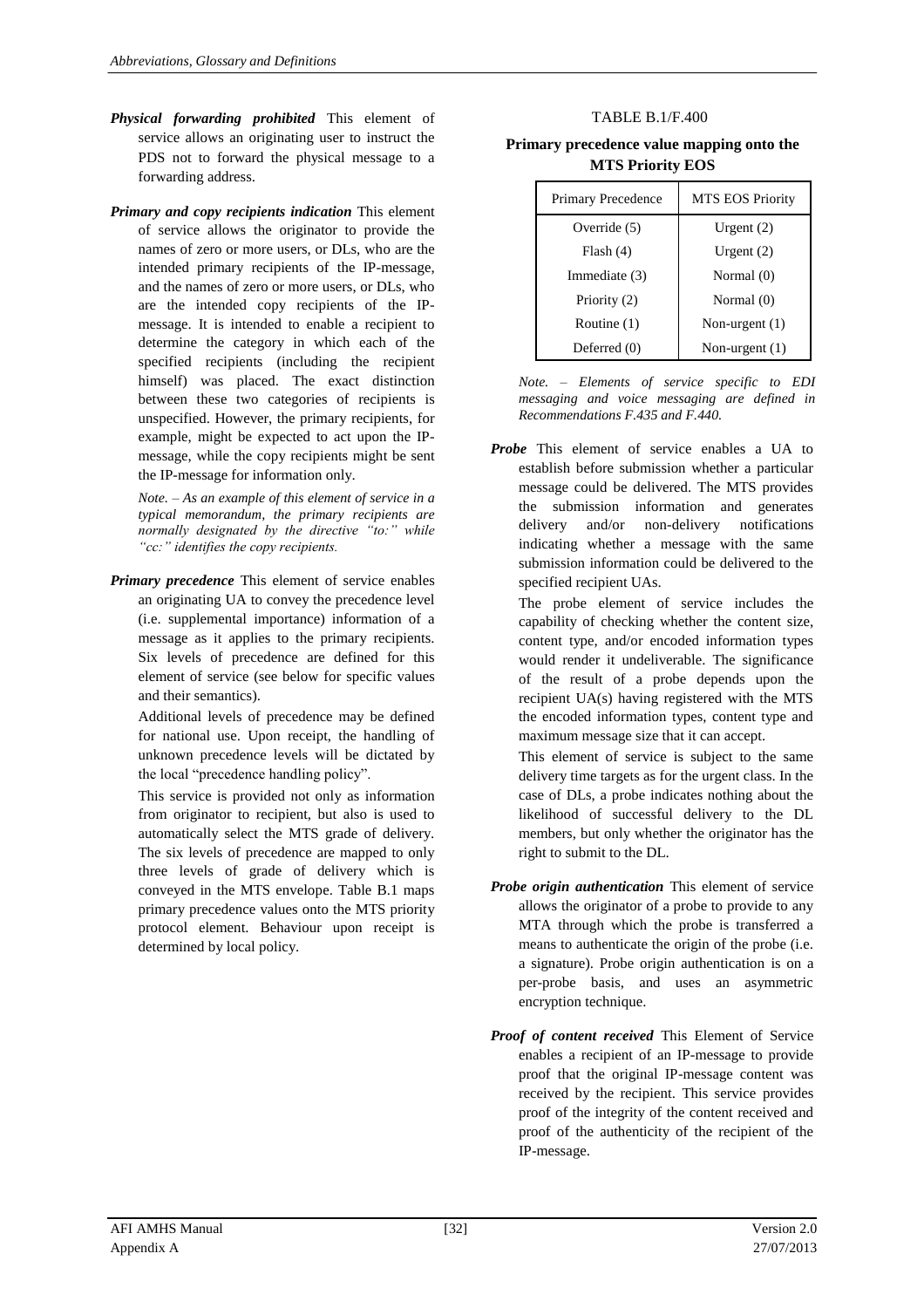***Physical forwarding prohibited*** This element of service allows an originating user to instruct the PDS not to forward the physical message to a forwarding address.

***Primary and copy recipients indication*** This element of service allows the originator to provide the names of zero or more users, or DLs, who are the intended primary recipients of the IP-message, and the names of zero or more users, or DLs, who are the intended copy recipients of the IP-message. It is intended to enable a recipient to determine the category in which each of the specified recipients (including the recipient himself) was placed. The exact distinction between these two categories of recipients is unspecified. However, the primary recipients, for example, might be expected to act upon the IP-message, while the copy recipients might be sent the IP-message for information only.

*Note. – As an example of this element of service in a typical memorandum, the primary recipients are normally designated by the directive "to:" while "cc:" identifies the copy recipients.*

***Primary precedence*** This element of service enables an originating UA to convey the precedence level (i.e. supplemental importance) information of a message as it applies to the primary recipients. Six levels of precedence are defined for this element of service (see below for specific values and their semantics).

Additional levels of precedence may be defined for national use. Upon receipt, the handling of unknown precedence levels will be dictated by the local "precedence handling policy".

This service is provided not only as information from originator to recipient, but also is used to automatically select the MTS grade of delivery. The six levels of precedence are mapped to only three levels of grade of delivery which is conveyed in the MTS envelope. Table B.1 maps primary precedence values onto the MTS priority protocol element. Behaviour upon receipt is determined by local policy.

TABLE B.1/F.400

**Primary precedence value mapping onto the MTS Priority EOS**

| Primary Precedence | MTS EOS Priority |
|---|---|
| Override (5) | Urgent (2) |
| Flash (4) | Urgent (2) |
| Immediate (3) | Normal (0) |
| Priority (2) | Normal (0) |
| Routine (1) | Non-urgent (1) |
| Deferred (0) | Non-urgent (1) |

*Note. – Elements of service specific to EDI messaging and voice messaging are defined in Recommendations F.435 and F.440.*

***Probe*** This element of service enables a UA to establish before submission whether a particular message could be delivered. The MTS provides the submission information and generates delivery and/or non-delivery notifications indicating whether a message with the same submission information could be delivered to the specified recipient UAs.

The probe element of service includes the capability of checking whether the content size, content type, and/or encoded information types would render it undeliverable. The significance of the result of a probe depends upon the recipient UA(s) having registered with the MTS the encoded information types, content type and maximum message size that it can accept.

This element of service is subject to the same delivery time targets as for the urgent class. In the case of DLs, a probe indicates nothing about the likelihood of successful delivery to the DL members, but only whether the originator has the right to submit to the DL.

***Probe origin authentication*** This element of service allows the originator of a probe to provide to any MTA through which the probe is transferred a means to authenticate the origin of the probe (i.e. a signature). Probe origin authentication is on a per-probe basis, and uses an asymmetric encryption technique.

***Proof of content received*** This Element of Service enables a recipient of an IP-message to provide proof that the original IP-message content was received by the recipient. This service provides proof of the integrity of the content received and proof of the authenticity of the recipient of the IP-message.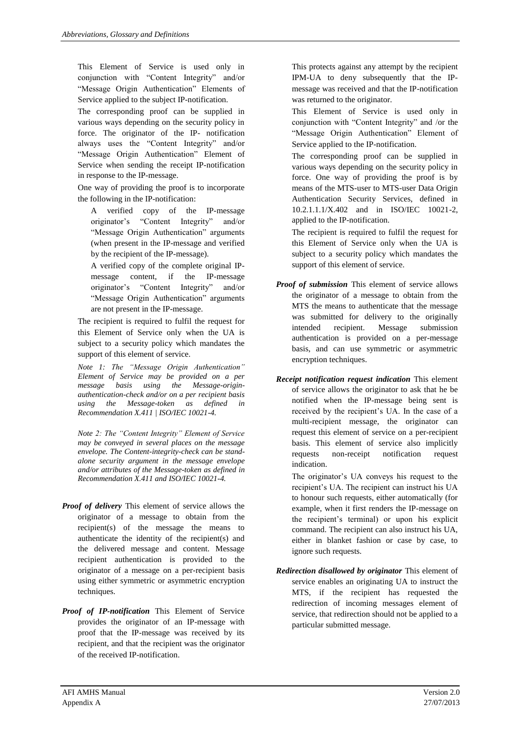This Element of Service is used only in conjunction with "Content Integrity" and/or "Message Origin Authentication" Elements of Service applied to the subject IP-notification.

The corresponding proof can be supplied in various ways depending on the security policy in force. The originator of the IP- notification always uses the "Content Integrity" and/or "Message Origin Authentication" Element of Service when sending the receipt IP-notification in response to the IP-message.

One way of providing the proof is to incorporate the following in the IP-notification:

A verified copy of the IP-message originator's "Content Integrity" and/or "Message Origin Authentication" arguments (when present in the IP-message and verified by the recipient of the IP-message).

A verified copy of the complete original IP-message content, if the IP-message originator's "Content Integrity" and/or "Message Origin Authentication" arguments are not present in the IP-message.

The recipient is required to fulfil the request for this Element of Service only when the UA is subject to a security policy which mandates the support of this element of service.

*Note 1: The "Message Origin Authentication" Element of Service may be provided on a per message basis using the Message-origin-authentication-check and/or on a per recipient basis using the Message-token as defined in Recommendation X.411 | ISO/IEC 10021-4.*

*Note 2: The "Content Integrity" Element of Service may be conveyed in several places on the message envelope. The Content-integrity-check can be stand-alone security argument in the message envelope and/or attributes of the Message-token as defined in Recommendation X.411 and ISO/IEC 10021-4.*

***Proof of delivery*** This element of service allows the originator of a message to obtain from the recipient(s) of the message the means to authenticate the identity of the recipient(s) and the delivered message and content. Message recipient authentication is provided to the originator of a message on a per-recipient basis using either symmetric or asymmetric encryption techniques.

***Proof of IP-notification*** This Element of Service provides the originator of an IP-message with proof that the IP-message was received by its recipient, and that the recipient was the originator of the received IP-notification.

This protects against any attempt by the recipient IPM-UA to deny subsequently that the IP-message was received and that the IP-notification was returned to the originator.

This Element of Service is used only in conjunction with "Content Integrity" and /or the "Message Origin Authentication" Element of Service applied to the IP-notification.

The corresponding proof can be supplied in various ways depending on the security policy in force. One way of providing the proof is by means of the MTS-user to MTS-user Data Origin Authentication Security Services, defined in 10.2.1.1.1/X.402 and in ISO/IEC 10021-2, applied to the IP-notification.

The recipient is required to fulfil the request for this Element of Service only when the UA is subject to a security policy which mandates the support of this element of service.

***Proof of submission*** This element of service allows the originator of a message to obtain from the MTS the means to authenticate that the message was submitted for delivery to the originally intended recipient. Message submission authentication is provided on a per-message basis, and can use symmetric or asymmetric encryption techniques.

***Receipt notification request indication*** This element of service allows the originator to ask that he be notified when the IP-message being sent is received by the recipient's UA. In the case of a multi-recipient message, the originator can request this element of service on a per-recipient basis. This element of service also implicitly requests non-receipt notification request indication.

The originator's UA conveys his request to the recipient's UA. The recipient can instruct his UA to honour such requests, either automatically (for example, when it first renders the IP-message on the recipient's terminal) or upon his explicit command. The recipient can also instruct his UA, either in blanket fashion or case by case, to ignore such requests.

***Redirection disallowed by originator*** This element of service enables an originating UA to instruct the MTS, if the recipient has requested the redirection of incoming messages element of service, that redirection should not be applied to a particular submitted message.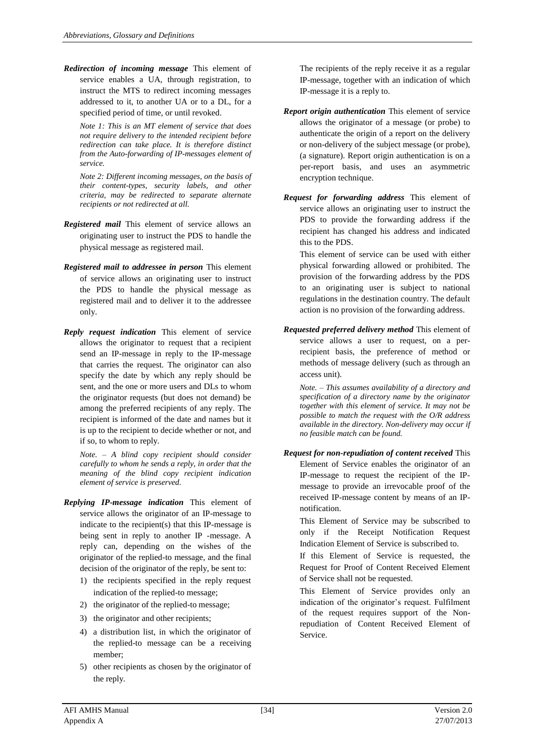***Redirection of incoming message*** This element of service enables a UA, through registration, to instruct the MTS to redirect incoming messages addressed to it, to another UA or to a DL, for a specified period of time, or until revoked.

*Note 1: This is an MT element of service that does not require delivery to the intended recipient before redirection can take place. It is therefore distinct from the Auto-forwarding of IP-messages element of service.*

*Note 2: Different incoming messages, on the basis of their content-types, security labels, and other criteria, may be redirected to separate alternate recipients or not redirected at all.*

***Registered mail*** This element of service allows an originating user to instruct the PDS to handle the physical message as registered mail.

***Registered mail to addressee in person*** This element of service allows an originating user to instruct the PDS to handle the physical message as registered mail and to deliver it to the addressee only.

***Reply request indication*** This element of service allows the originator to request that a recipient send an IP-message in reply to the IP-message that carries the request. The originator can also specify the date by which any reply should be sent, and the one or more users and DLs to whom the originator requests (but does not demand) be among the preferred recipients of any reply. The recipient is informed of the date and names but it is up to the recipient to decide whether or not, and if so, to whom to reply.

*Note. – A blind copy recipient should consider carefully to whom he sends a reply, in order that the meaning of the blind copy recipient indication element of service is preserved.*

***Replying IP-message indication*** This element of service allows the originator of an IP-message to indicate to the recipient(s) that this IP-message is being sent in reply to another IP -message. A reply can, depending on the wishes of the originator of the replied-to message, and the final decision of the originator of the reply, be sent to:

1) the recipients specified in the reply request indication of the replied-to message;
2) the originator of the replied-to message;
3) the originator and other recipients;
4) a distribution list, in which the originator of the replied-to message can be a receiving member;
5) other recipients as chosen by the originator of the reply.

The recipients of the reply receive it as a regular IP-message, together with an indication of which IP-message it is a reply to.

***Report origin authentication*** This element of service allows the originator of a message (or probe) to authenticate the origin of a report on the delivery or non-delivery of the subject message (or probe), (a signature). Report origin authentication is on a per-report basis, and uses an asymmetric encryption technique.

***Request for forwarding address*** This element of service allows an originating user to instruct the PDS to provide the forwarding address if the recipient has changed his address and indicated this to the PDS.

This element of service can be used with either physical forwarding allowed or prohibited. The provision of the forwarding address by the PDS to an originating user is subject to national regulations in the destination country. The default action is no provision of the forwarding address.

***Requested preferred delivery method*** This element of service allows a user to request, on a per-recipient basis, the preference of method or methods of message delivery (such as through an access unit).

*Note. – This assumes availability of a directory and specification of a directory name by the originator together with this element of service. It may not be possible to match the request with the O/R address available in the directory. Non-delivery may occur if no feasible match can be found.*

***Request for non-repudiation of content received*** This Element of Service enables the originator of an IP-message to request the recipient of the IP-message to provide an irrevocable proof of the received IP-message content by means of an IP-notification.

This Element of Service may be subscribed to only if the Receipt Notification Request Indication Element of Service is subscribed to.

If this Element of Service is requested, the Request for Proof of Content Received Element of Service shall not be requested.

This Element of Service provides only an indication of the originator's request. Fulfilment of the request requires support of the Non-repudiation of Content Received Element of Service.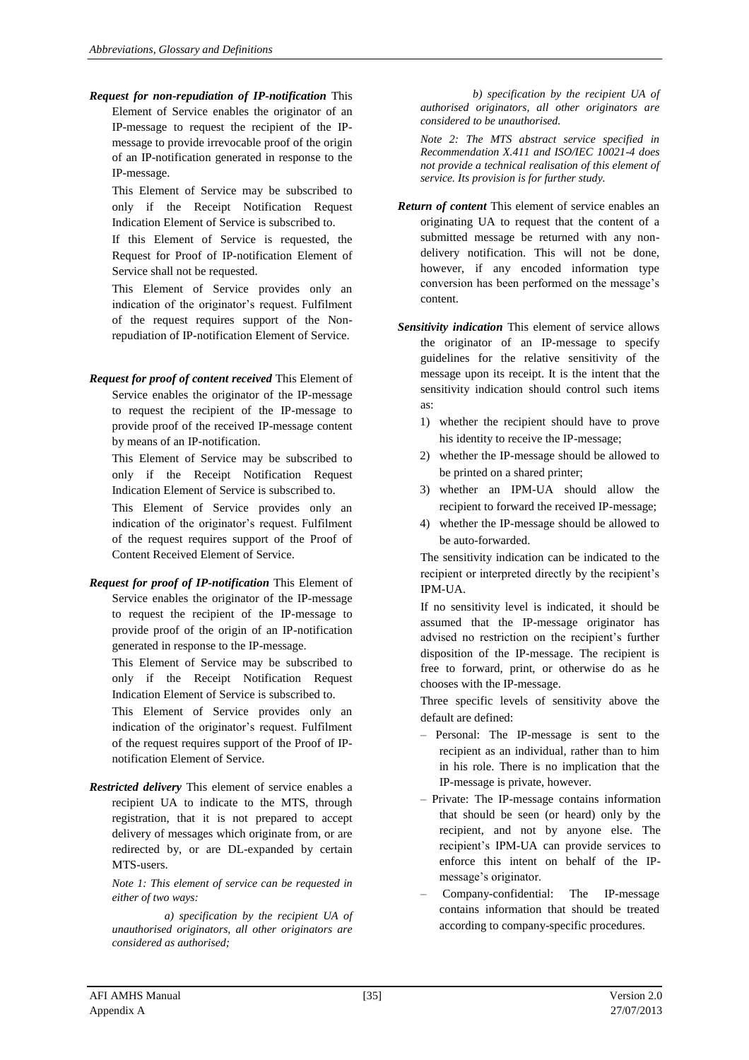***Request for non-repudiation of IP-notification*** This Element of Service enables the originator of an IP-message to request the recipient of the IP-message to provide irrevocable proof of the origin of an IP-notification generated in response to the IP-message.

This Element of Service may be subscribed to only if the Receipt Notification Request Indication Element of Service is subscribed to.

If this Element of Service is requested, the Request for Proof of IP-notification Element of Service shall not be requested.

This Element of Service provides only an indication of the originator's request. Fulfilment of the request requires support of the Non-repudiation of IP-notification Element of Service.

***Request for proof of content received*** This Element of Service enables the originator of the IP-message to request the recipient of the IP-message to provide proof of the received IP-message content by means of an IP-notification.

This Element of Service may be subscribed to only if the Receipt Notification Request Indication Element of Service is subscribed to.

This Element of Service provides only an indication of the originator's request. Fulfilment of the request requires support of the Proof of Content Received Element of Service.

***Request for proof of IP-notification*** This Element of Service enables the originator of the IP-message to request the recipient of the IP-message to provide proof of the origin of an IP-notification generated in response to the IP-message.

This Element of Service may be subscribed to only if the Receipt Notification Request Indication Element of Service is subscribed to.

This Element of Service provides only an indication of the originator's request. Fulfilment of the request requires support of the Proof of IP-notification Element of Service.

***Restricted delivery*** This element of service enables a recipient UA to indicate to the MTS, through registration, that it is not prepared to accept delivery of messages which originate from, or are redirected by, or are DL-expanded by certain MTS-users.

*Note 1: This element of service can be requested in either of two ways:*

*a) specification by the recipient UA of unauthorised originators, all other originators are considered as authorised;*

*b) specification by the recipient UA of authorised originators, all other originators are considered to be unauthorised.*

*Note 2: The MTS abstract service specified in Recommendation X.411 and ISO/IEC 10021-4 does not provide a technical realisation of this element of service. Its provision is for further study.*

***Return of content*** This element of service enables an originating UA to request that the content of a submitted message be returned with any non-delivery notification. This will not be done, however, if any encoded information type conversion has been performed on the message's content.

***Sensitivity indication*** This element of service allows the originator of an IP-message to specify guidelines for the relative sensitivity of the message upon its receipt. It is the intent that the sensitivity indication should control such items as:

1) whether the recipient should have to prove his identity to receive the IP-message;
2) whether the IP-message should be allowed to be printed on a shared printer;
3) whether an IPM-UA should allow the recipient to forward the received IP-message;
4) whether the IP-message should be allowed to be auto-forwarded.

The sensitivity indication can be indicated to the recipient or interpreted directly by the recipient's IPM-UA.

If no sensitivity level is indicated, it should be assumed that the IP-message originator has advised no restriction on the recipient's further disposition of the IP-message. The recipient is free to forward, print, or otherwise do as he chooses with the IP-message.

Three specific levels of sensitivity above the default are defined:

- Personal: The IP-message is sent to the recipient as an individual, rather than to him in his role. There is no implication that the IP-message is private, however.
- Private: The IP-message contains information that should be seen (or heard) only by the recipient, and not by anyone else. The recipient's IPM-UA can provide services to enforce this intent on behalf of the IP-message's originator.
- Company-confidential: The IP-message contains information that should be treated according to company-specific procedures.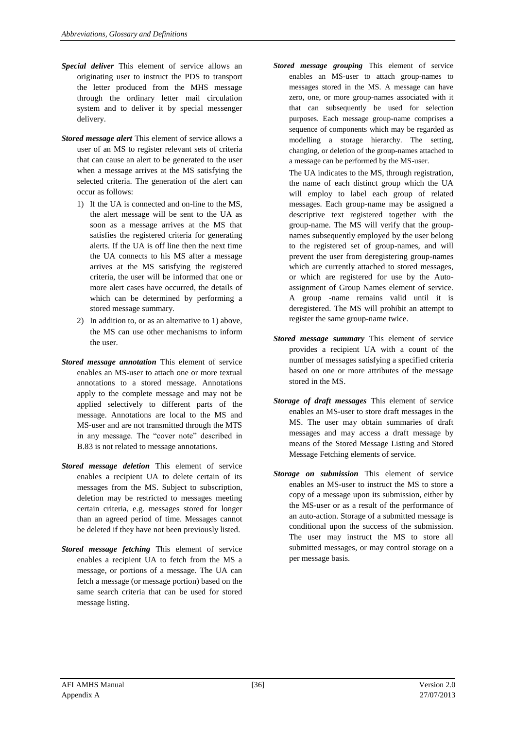***Special deliver*** This element of service allows an originating user to instruct the PDS to transport the letter produced from the MHS message through the ordinary letter mail circulation system and to deliver it by special messenger delivery.

***Stored message alert*** This element of service allows a user of an MS to register relevant sets of criteria that can cause an alert to be generated to the user when a message arrives at the MS satisfying the selected criteria. The generation of the alert can occur as follows:

1) If the UA is connected and on-line to the MS, the alert message will be sent to the UA as soon as a message arrives at the MS that satisfies the registered criteria for generating alerts. If the UA is off line then the next time the UA connects to his MS after a message arrives at the MS satisfying the registered criteria, the user will be informed that one or more alert cases have occurred, the details of which can be determined by performing a stored message summary.
2) In addition to, or as an alternative to 1) above, the MS can use other mechanisms to inform the user.

***Stored message annotation*** This element of service enables an MS-user to attach one or more textual annotations to a stored message. Annotations apply to the complete message and may not be applied selectively to different parts of the message. Annotations are local to the MS and MS-user and are not transmitted through the MTS in any message. The "cover note" described in B.83 is not related to message annotations.

***Stored message deletion*** This element of service enables a recipient UA to delete certain of its messages from the MS. Subject to subscription, deletion may be restricted to messages meeting certain criteria, e.g. messages stored for longer than an agreed period of time. Messages cannot be deleted if they have not been previously listed.

***Stored message fetching*** This element of service enables a recipient UA to fetch from the MS a message, or portions of a message. The UA can fetch a message (or message portion) based on the same search criteria that can be used for stored message listing.

***Stored message grouping*** This element of service enables an MS-user to attach group-names to messages stored in the MS. A message can have zero, one, or more group-names associated with it that can subsequently be used for selection purposes. Each message group-name comprises a sequence of components which may be regarded as modelling a storage hierarchy. The setting, changing, or deletion of the group-names attached to a message can be performed by the MS-user.

The UA indicates to the MS, through registration, the name of each distinct group which the UA will employ to label each group of related messages. Each group-name may be assigned a descriptive text registered together with the group-name. The MS will verify that the group-names subsequently employed by the user belong to the registered set of group-names, and will prevent the user from deregistering group-names which are currently attached to stored messages, or which are registered for use by the Auto-assignment of Group Names element of service. A group -name remains valid until it is deregistered. The MS will prohibit an attempt to register the same group-name twice.

***Stored message summary*** This element of service provides a recipient UA with a count of the number of messages satisfying a specified criteria based on one or more attributes of the message stored in the MS.

***Storage of draft messages*** This element of service enables an MS-user to store draft messages in the MS. The user may obtain summaries of draft messages and may access a draft message by means of the Stored Message Listing and Stored Message Fetching elements of service.

***Storage on submission*** This element of service enables an MS-user to instruct the MS to store a copy of a message upon its submission, either by the MS-user or as a result of the performance of an auto-action. Storage of a submitted message is conditional upon the success of the submission. The user may instruct the MS to store all submitted messages, or may control storage on a per message basis.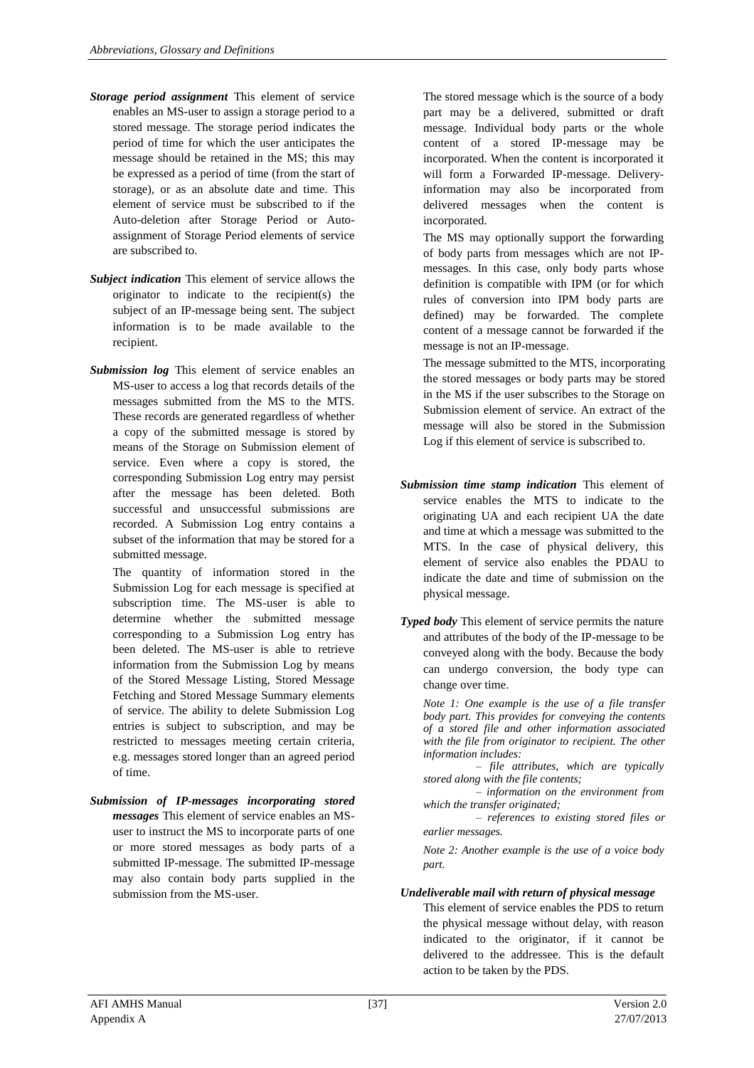***Storage period assignment*** This element of service enables an MS-user to assign a storage period to a stored message. The storage period indicates the period of time for which the user anticipates the message should be retained in the MS; this may be expressed as a period of time (from the start of storage), or as an absolute date and time. This element of service must be subscribed to if the Auto-deletion after Storage Period or Auto-assignment of Storage Period elements of service are subscribed to.

***Subject indication*** This element of service allows the originator to indicate to the recipient(s) the subject of an IP-message being sent. The subject information is to be made available to the recipient.

***Submission log*** This element of service enables an MS-user to access a log that records details of the messages submitted from the MS to the MTS. These records are generated regardless of whether a copy of the submitted message is stored by means of the Storage on Submission element of service. Even where a copy is stored, the corresponding Submission Log entry may persist after the message has been deleted. Both successful and unsuccessful submissions are recorded. A Submission Log entry contains a subset of the information that may be stored for a submitted message.

The quantity of information stored in the Submission Log for each message is specified at subscription time. The MS-user is able to determine whether the submitted message corresponding to a Submission Log entry has been deleted. The MS-user is able to retrieve information from the Submission Log by means of the Stored Message Listing, Stored Message Fetching and Stored Message Summary elements of service. The ability to delete Submission Log entries is subject to subscription, and may be restricted to messages meeting certain criteria, e.g. messages stored longer than an agreed period of time.

***Submission of IP-messages incorporating stored messages*** This element of service enables an MS-user to instruct the MS to incorporate parts of one or more stored messages as body parts of a submitted IP-message. The submitted IP-message may also contain body parts supplied in the submission from the MS-user.

The stored message which is the source of a body part may be a delivered, submitted or draft message. Individual body parts or the whole content of a stored IP-message may be incorporated. When the content is incorporated it will form a Forwarded IP-message. Delivery-information may also be incorporated from delivered messages when the content is incorporated.

The MS may optionally support the forwarding of body parts from messages which are not IP-messages. In this case, only body parts whose definition is compatible with IPM (or for which rules of conversion into IPM body parts are defined) may be forwarded. The complete content of a message cannot be forwarded if the message is not an IP-message.

The message submitted to the MTS, incorporating the stored messages or body parts may be stored in the MS if the user subscribes to the Storage on Submission element of service. An extract of the message will also be stored in the Submission Log if this element of service is subscribed to.

***Submission time stamp indication*** This element of service enables the MTS to indicate to the originating UA and each recipient UA the date and time at which a message was submitted to the MTS. In the case of physical delivery, this element of service also enables the PDAU to indicate the date and time of submission on the physical message.

***Typed body*** This element of service permits the nature and attributes of the body of the IP-message to be conveyed along with the body. Because the body can undergo conversion, the body type can change over time.

*Note 1: One example is the use of a file transfer body part. This provides for conveying the contents of a stored file and other information associated with the file from originator to recipient. The other information includes:*

*– file attributes, which are typically stored along with the file contents;*

*– information on the environment from which the transfer originated;*

*– references to existing stored files or earlier messages.*

*Note 2: Another example is the use of a voice body part.*

***Undeliverable mail with return of physical message*** This element of service enables the PDS to return the physical message without delay, with reason indicated to the originator, if it cannot be delivered to the addressee. This is the default action to be taken by the PDS.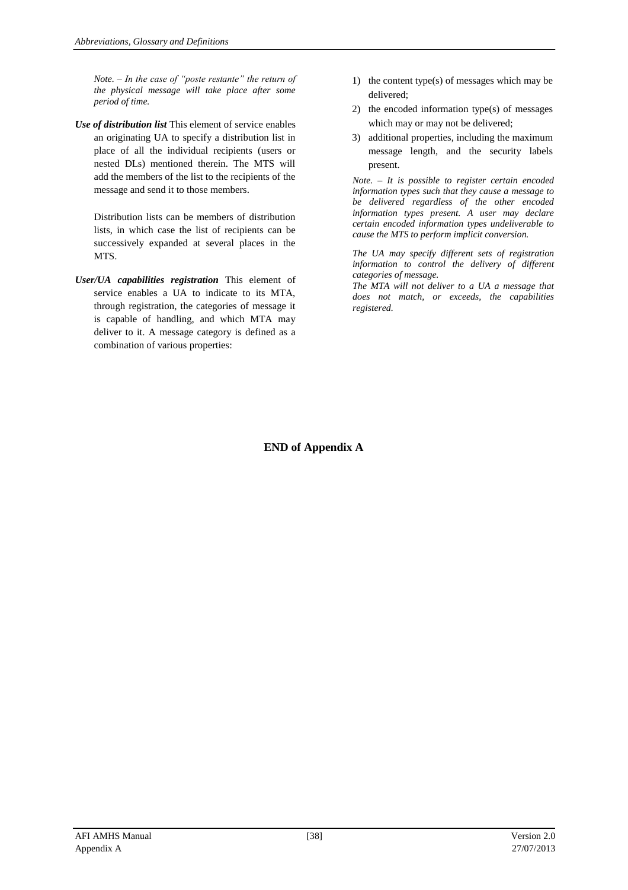*Note. – In the case of "poste restante" the return of the physical message will take place after some period of time.*

***Use of distribution list*** This element of service enables an originating UA to specify a distribution list in place of all the individual recipients (users or nested DLs) mentioned therein. The MTS will add the members of the list to the recipients of the message and send it to those members.

Distribution lists can be members of distribution lists, in which case the list of recipients can be successively expanded at several places in the MTS.

***User/UA capabilities registration*** This element of service enables a UA to indicate to its MTA, through registration, the categories of message it is capable of handling, and which MTA may deliver to it. A message category is defined as a combination of various properties:

1) the content type(s) of messages which may be delivered;
2) the encoded information type(s) of messages which may or may not be delivered;
3) additional properties, including the maximum message length, and the security labels present.

*Note. – It is possible to register certain encoded information types such that they cause a message to be delivered regardless of the other encoded information types present. A user may declare certain encoded information types undeliverable to cause the MTS to perform implicit conversion.*

*The UA may specify different sets of registration information to control the delivery of different categories of message.*
*The MTA will not deliver to a UA a message that does not match, or exceeds, the capabilities registered.*

**END of Appendix A**